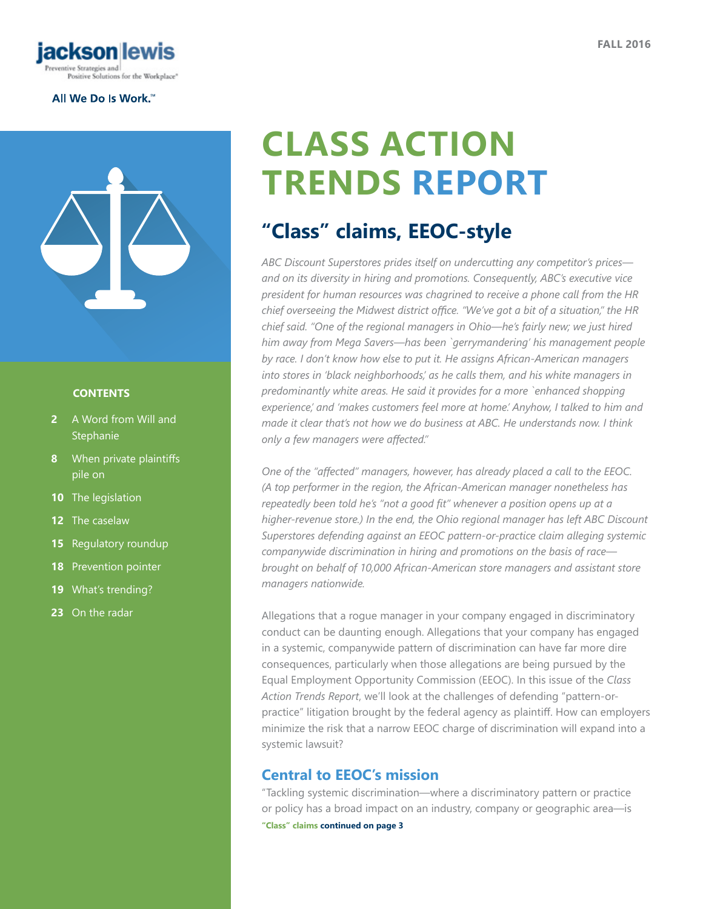jackson | lewis

Preventive Strategies and Positive Solutions for the Workplace®

All We Do Is Work.℠

FALL 2016

**CONTENTS**

- **2** A Word from Will and Stephanie
- **8** When private plaintiffs pile on
- **10** The legislation
- **12** The caselaw
- **15** Regulatory roundup
- **18** Prevention pointer
- **19** What's trending?
- **23** On the radar

# CLASS ACTION TRENDS REPORT

## "Class" claims, EEOC-style

*ABC Discount Superstores prides itself on undercutting any competitor's prices—and on its diversity in hiring and promotions. Consequently, ABC's executive vice president for human resources was chagrined to receive a phone call from the HR chief overseeing the Midwest district office. "We've got a bit of a situation," the HR chief said. "One of the regional managers in Ohio—he's fairly new; we just hired him away from Mega Savers—has been `gerrymandering' his management people by race. I don't know how else to put it. He assigns African-American managers into stores in 'black neighborhoods,' as he calls them, and his white managers in predominantly white areas. He said it provides for a more `enhanced shopping experience,' and 'makes customers feel more at home.' Anyhow, I talked to him and made it clear that's not how we do business at ABC. He understands now. I think only a few managers were affected."*

*One of the "affected" managers, however, has already placed a call to the EEOC. (A top performer in the region, the African-American manager nonetheless has repeatedly been told he's "not a good fit" whenever a position opens up at a higher-revenue store.) In the end, the Ohio regional manager has left ABC Discount Superstores defending against an EEOC pattern-or-practice claim alleging systemic companywide discrimination in hiring and promotions on the basis of race—brought on behalf of 10,000 African-American store managers and assistant store managers nationwide.*

Allegations that a rogue manager in your company engaged in discriminatory conduct can be daunting enough. Allegations that your company has engaged in a systemic, companywide pattern of discrimination can have far more dire consequences, particularly when those allegations are being pursued by the Equal Employment Opportunity Commission (EEOC). In this issue of the *Class Action Trends Report*, we'll look at the challenges of defending "pattern-or-practice" litigation brought by the federal agency as plaintiff. How can employers minimize the risk that a narrow EEOC charge of discrimination will expand into a systemic lawsuit?

### Central to EEOC's mission

"Tackling systemic discrimination—where a discriminatory pattern or practice or policy has a broad impact on an industry, company or geographic area—is

**"Class" claims continued on page 3**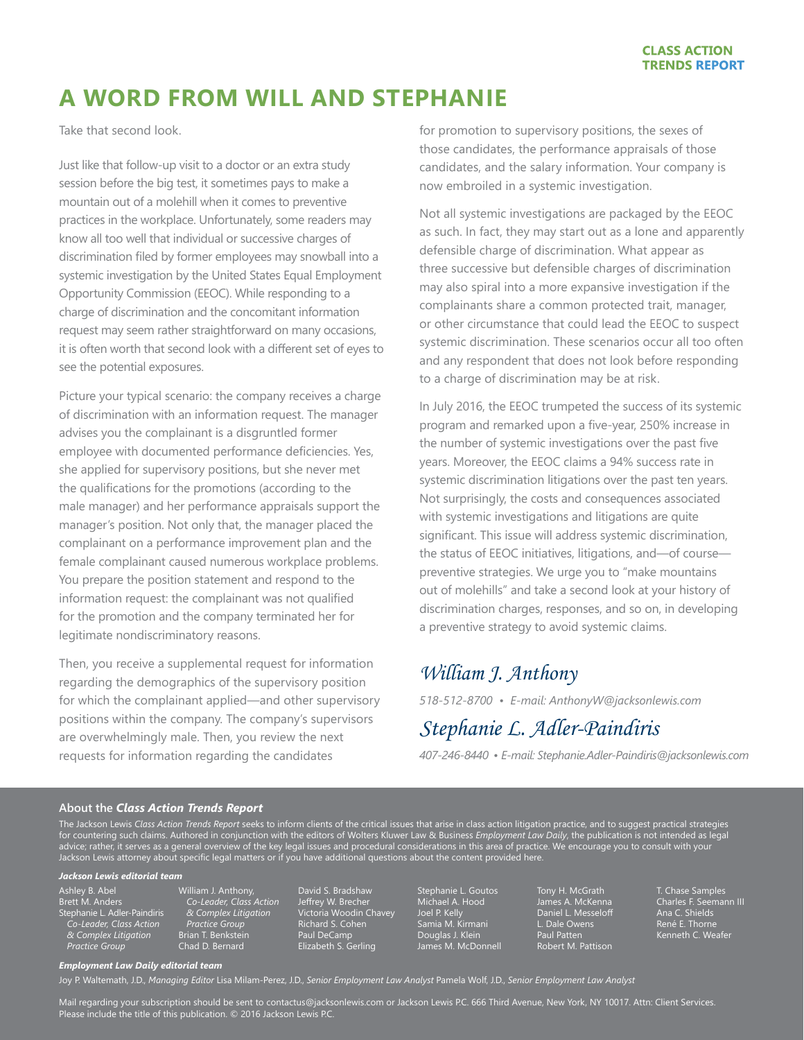# A WORD FROM WILL AND STEPHANIE

Take that second look.

Just like that follow-up visit to a doctor or an extra study session before the big test, it sometimes pays to make a mountain out of a molehill when it comes to preventive practices in the workplace. Unfortunately, some readers may know all too well that individual or successive charges of discrimination filed by former employees may snowball into a systemic investigation by the United States Equal Employment Opportunity Commission (EEOC). While responding to a charge of discrimination and the concomitant information request may seem rather straightforward on many occasions, it is often worth that second look with a different set of eyes to see the potential exposures.

Picture your typical scenario: the company receives a charge of discrimination with an information request. The manager advises you the complainant is a disgruntled former employee with documented performance deficiencies. Yes, she applied for supervisory positions, but she never met the qualifications for the promotions (according to the male manager) and her performance appraisals support the manager's position. Not only that, the manager placed the complainant on a performance improvement plan and the female complainant caused numerous workplace problems. You prepare the position statement and respond to the information request: the complainant was not qualified for the promotion and the company terminated her for legitimate nondiscriminatory reasons.

Then, you receive a supplemental request for information regarding the demographics of the supervisory position for which the complainant applied—and other supervisory positions within the company. The company's supervisors are overwhelmingly male. Then, you review the next requests for information regarding the candidates for promotion to supervisory positions, the sexes of those candidates, the performance appraisals of those candidates, and the salary information. Your company is now embroiled in a systemic investigation.

Not all systemic investigations are packaged by the EEOC as such. In fact, they may start out as a lone and apparently defensible charge of discrimination. What appear as three successive but defensible charges of discrimination may also spiral into a more expansive investigation if the complainants share a common protected trait, manager, or other circumstance that could lead the EEOC to suspect systemic discrimination. These scenarios occur all too often and any respondent that does not look before responding to a charge of discrimination may be at risk.

In July 2016, the EEOC trumpeted the success of its systemic program and remarked upon a five-year, 250% increase in the number of systemic investigations over the past five years. Moreover, the EEOC claims a 94% success rate in systemic discrimination litigations over the past ten years. Not surprisingly, the costs and consequences associated with systemic investigations and litigations are quite significant. This issue will address systemic discrimination, the status of EEOC initiatives, litigations, and—of course—preventive strategies. We urge you to "make mountains out of molehills" and take a second look at your history of discrimination charges, responses, and so on, in developing a preventive strategy to avoid systemic claims.

*William J. Anthony*

*518-512-8700 • E-mail: AnthonyW@jacksonlewis.com*

*Stephanie L. Adler-Paindiris*

*407-246-8440 • E-mail: Stephanie.Adler-Paindiris@jacksonlewis.com*

---

**About the *Class Action Trends Report***

The Jackson Lewis *Class Action Trends Report* seeks to inform clients of the critical issues that arise in class action litigation practice, and to suggest practical strategies for countering such claims. Authored in conjunction with the editors of Wolters Kluwer Law & Business *Employment Law Daily*, the publication is not intended as legal advice; rather, it serves as a general overview of the key legal issues and procedural considerations in this area of practice. We encourage you to consult with your Jackson Lewis attorney about specific legal matters or if you have additional questions about the content provided here.

***Jackson Lewis editorial team***

Ashley B. Abel
Brett M. Anders
Stephanie L. Adler-Paindiris, *Co-Leader, Class Action & Complex Litigation Practice Group*
William J. Anthony, *Co-Leader, Class Action & Complex Litigation Practice Group*
Brian T. Benkstein
Chad D. Bernard
David S. Bradshaw
Jeffrey W. Brecher
Victoria Woodin Chavey
Richard S. Cohen
Paul DeCamp
Elizabeth S. Gerling
Stephanie L. Goutos
Michael A. Hood
Joel P. Kelly
Samia M. Kirmani
Douglas J. Klein
James M. McDonnell
Tony H. McGrath
James A. McKenna
Daniel L. Messeloff
L. Dale Owens
Paul Patten
Robert M. Pattison
T. Chase Samples
Charles F. Seemann III
Ana C. Shields
René E. Thorne
Kenneth C. Weafer

***Employment Law Daily editorial team***

Joy P. Waltemath, J.D., *Managing Editor* Lisa Milam-Perez, J.D., *Senior Employment Law Analyst* Pamela Wolf, J.D., *Senior Employment Law Analyst*

Mail regarding your subscription should be sent to contactus@jacksonlewis.com or Jackson Lewis P.C. 666 Third Avenue, New York, NY 10017. Attn: Client Services. Please include the title of this publication. © 2016 Jackson Lewis P.C.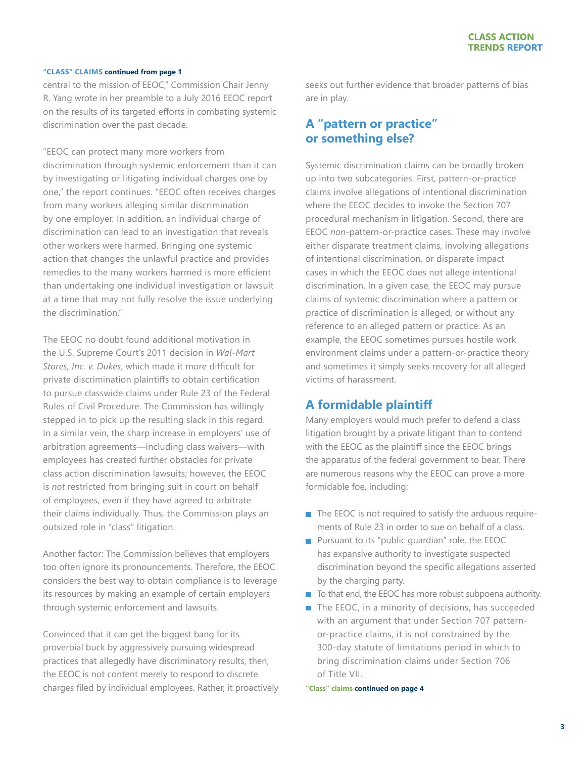**"CLASS" CLAIMS continued from page 1**

central to the mission of EEOC," Commission Chair Jenny R. Yang wrote in her preamble to a July 2016 EEOC report on the results of its targeted efforts in combating systemic discrimination over the past decade.

"EEOC can protect many more workers from discrimination through systemic enforcement than it can by investigating or litigating individual charges one by one," the report continues. "EEOC often receives charges from many workers alleging similar discrimination by one employer. In addition, an individual charge of discrimination can lead to an investigation that reveals other workers were harmed. Bringing one systemic action that changes the unlawful practice and provides remedies to the many workers harmed is more efficient than undertaking one individual investigation or lawsuit at a time that may not fully resolve the issue underlying the discrimination."

The EEOC no doubt found additional motivation in the U.S. Supreme Court's 2011 decision in *Wal-Mart Stores, Inc. v. Dukes*, which made it more difficult for private discrimination plaintiffs to obtain certification to pursue classwide claims under Rule 23 of the Federal Rules of Civil Procedure. The Commission has willingly stepped in to pick up the resulting slack in this regard. In a similar vein, the sharp increase in employers' use of arbitration agreements—including class waivers—with employees has created further obstacles for private class action discrimination lawsuits; however, the EEOC is *not* restricted from bringing suit in court on behalf of employees, even if they have agreed to arbitrate their claims individually. Thus, the Commission plays an outsized role in "class" litigation.

Another factor: The Commission believes that employers too often ignore its pronouncements. Therefore, the EEOC considers the best way to obtain compliance is to leverage its resources by making an example of certain employers through systemic enforcement and lawsuits.

Convinced that it can get the biggest bang for its proverbial buck by aggressively pursuing widespread practices that allegedly have discriminatory results, then, the EEOC is not content merely to respond to discrete charges filed by individual employees. Rather, it proactively seeks out further evidence that broader patterns of bias are in play.

## A "pattern or practice" or something else?

Systemic discrimination claims can be broadly broken up into two subcategories. First, pattern-or-practice claims involve allegations of intentional discrimination where the EEOC decides to invoke the Section 707 procedural mechanism in litigation. Second, there are EEOC *non*-pattern-or-practice cases. These may involve either disparate treatment claims, involving allegations of intentional discrimination, or disparate impact cases in which the EEOC does not allege intentional discrimination. In a given case, the EEOC may pursue claims of systemic discrimination where a pattern or practice of discrimination is alleged, or without any reference to an alleged pattern or practice. As an example, the EEOC sometimes pursues hostile work environment claims under a pattern-or-practice theory and sometimes it simply seeks recovery for all alleged victims of harassment.

## A formidable plaintiff

Many employers would much prefer to defend a class litigation brought by a private litigant than to contend with the EEOC as the plaintiff since the EEOC brings the apparatus of the federal government to bear. There are numerous reasons why the EEOC can prove a more formidable foe, including:

- The EEOC is not required to satisfy the arduous requirements of Rule 23 in order to sue on behalf of a class.
- Pursuant to its "public guardian" role, the EEOC has expansive authority to investigate suspected discrimination beyond the specific allegations asserted by the charging party.
- To that end, the EEOC has more robust subpoena authority.
- The EEOC, in a minority of decisions, has succeeded with an argument that under Section 707 pattern-or-practice claims, it is not constrained by the 300-day statute of limitations period in which to bring discrimination claims under Section 706 of Title VII.

**"Class" claims continued on page 4**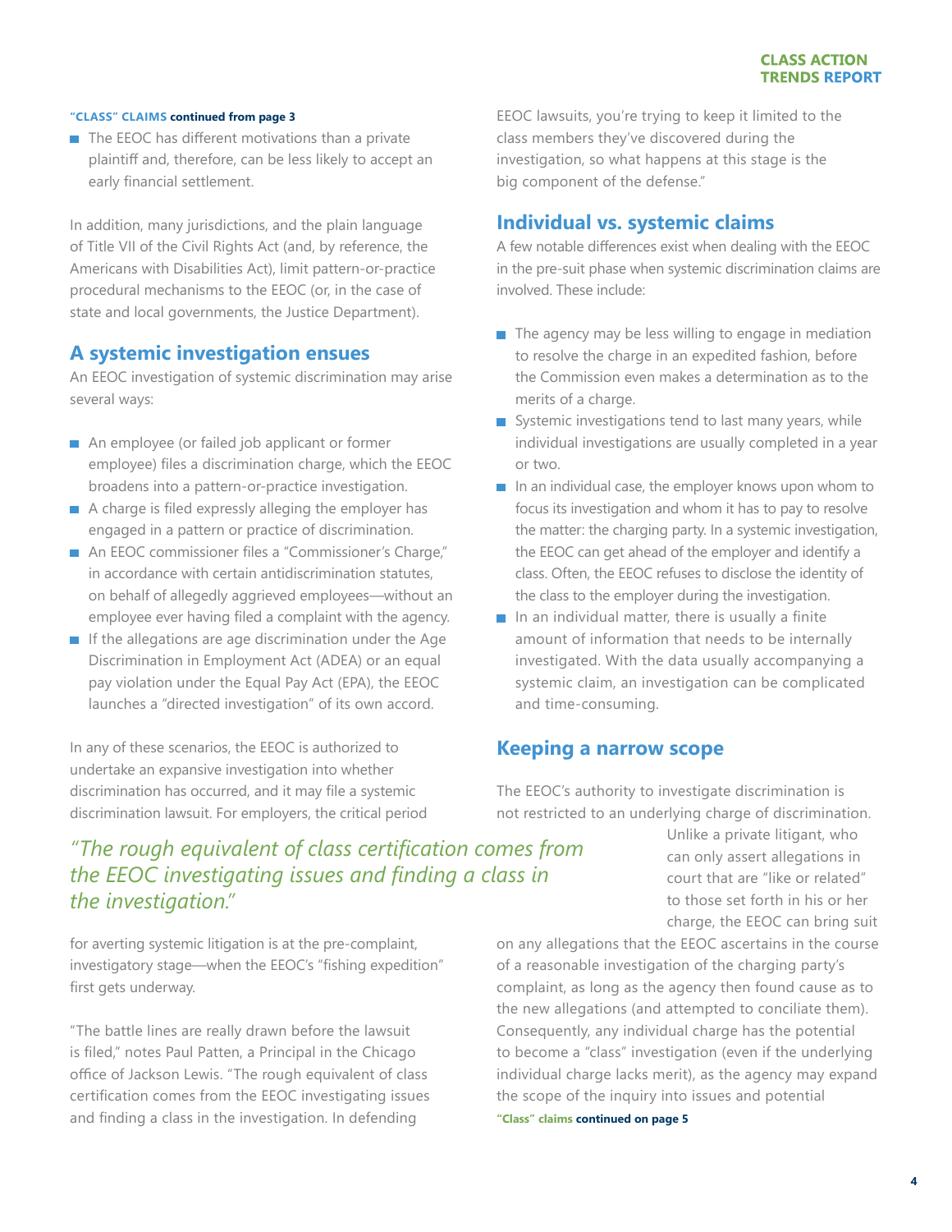**"CLASS" CLAIMS continued from page 3**

- The EEOC has different motivations than a private plaintiff and, therefore, can be less likely to accept an early financial settlement.

In addition, many jurisdictions, and the plain language of Title VII of the Civil Rights Act (and, by reference, the Americans with Disabilities Act), limit pattern-or-practice procedural mechanisms to the EEOC (or, in the case of state and local governments, the Justice Department).

## A systemic investigation ensues

An EEOC investigation of systemic discrimination may arise several ways:

- An employee (or failed job applicant or former employee) files a discrimination charge, which the EEOC broadens into a pattern-or-practice investigation.
- A charge is filed expressly alleging the employer has engaged in a pattern or practice of discrimination.
- An EEOC commissioner files a "Commissioner's Charge," in accordance with certain antidiscrimination statutes, on behalf of allegedly aggrieved employees—without an employee ever having filed a complaint with the agency.
- If the allegations are age discrimination under the Age Discrimination in Employment Act (ADEA) or an equal pay violation under the Equal Pay Act (EPA), the EEOC launches a "directed investigation" of its own accord.

In any of these scenarios, the EEOC is authorized to undertake an expansive investigation into whether discrimination has occurred, and it may file a systemic discrimination lawsuit. For employers, the critical period for averting systemic litigation is at the pre-complaint, investigatory stage—when the EEOC's "fishing expedition" first gets underway.

*"The rough equivalent of class certification comes from the EEOC investigating issues and finding a class in the investigation."*

"The battle lines are really drawn before the lawsuit is filed," notes Paul Patten, a Principal in the Chicago office of Jackson Lewis. "The rough equivalent of class certification comes from the EEOC investigating issues and finding a class in the investigation. In defending EEOC lawsuits, you're trying to keep it limited to the class members they've discovered during the investigation, so what happens at this stage is the big component of the defense."

## Individual vs. systemic claims

A few notable differences exist when dealing with the EEOC in the pre-suit phase when systemic discrimination claims are involved. These include:

- The agency may be less willing to engage in mediation to resolve the charge in an expedited fashion, before the Commission even makes a determination as to the merits of a charge.
- Systemic investigations tend to last many years, while individual investigations are usually completed in a year or two.
- In an individual case, the employer knows upon whom to focus its investigation and whom it has to pay to resolve the matter: the charging party. In a systemic investigation, the EEOC can get ahead of the employer and identify a class. Often, the EEOC refuses to disclose the identity of the class to the employer during the investigation.
- In an individual matter, there is usually a finite amount of information that needs to be internally investigated. With the data usually accompanying a systemic claim, an investigation can be complicated and time-consuming.

## Keeping a narrow scope

The EEOC's authority to investigate discrimination is not restricted to an underlying charge of discrimination. Unlike a private litigant, who can only assert allegations in court that are "like or related" to those set forth in his or her charge, the EEOC can bring suit on any allegations that the EEOC ascertains in the course of a reasonable investigation of the charging party's complaint, as long as the agency then found cause as to the new allegations (and attempted to conciliate them). Consequently, any individual charge has the potential to become a "class" investigation (even if the underlying individual charge lacks merit), as the agency may expand the scope of the inquiry into issues and potential

**"Class" claims continued on page 5**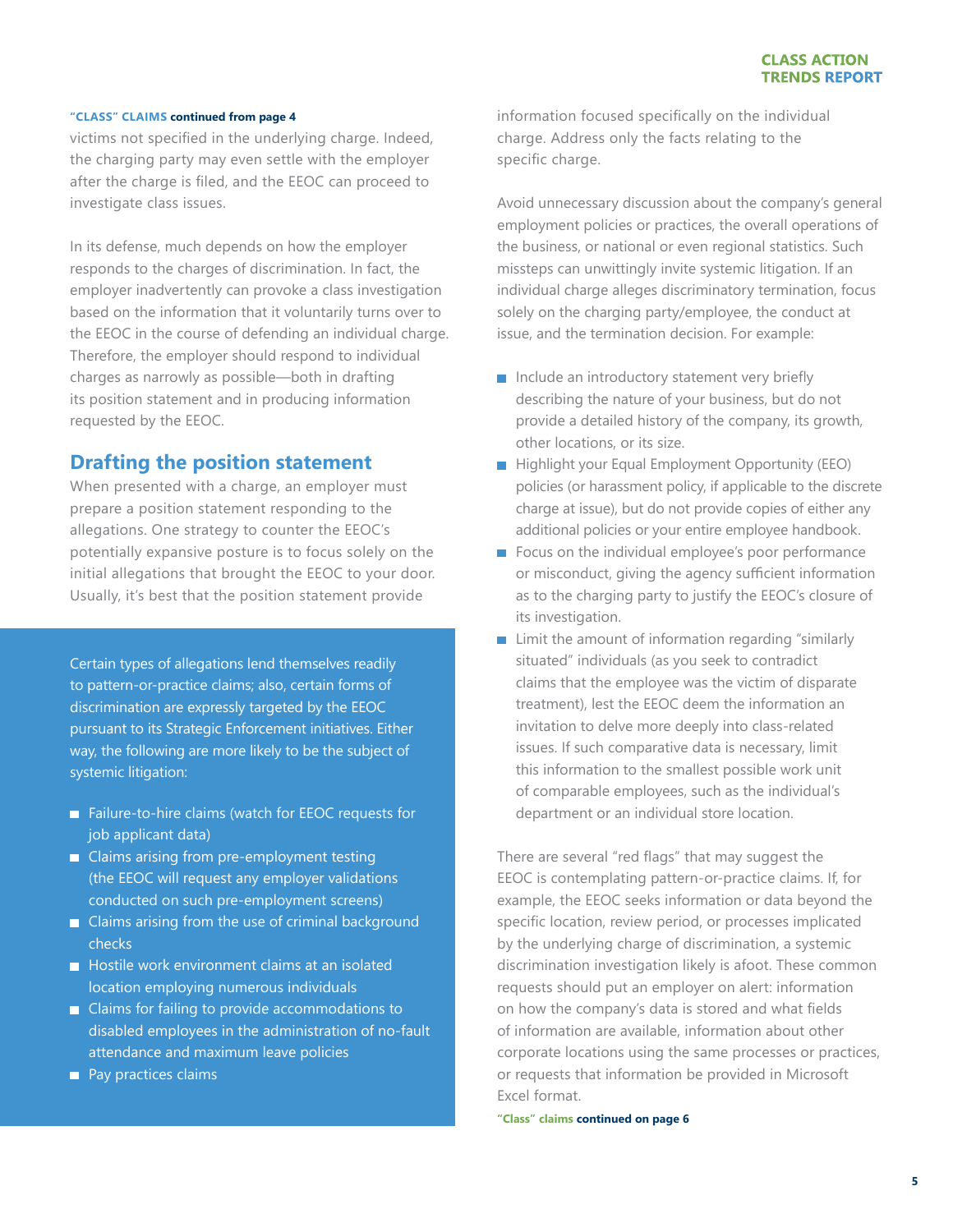**"CLASS" CLAIMS continued from page 4**

victims not specified in the underlying charge. Indeed, the charging party may even settle with the employer after the charge is filed, and the EEOC can proceed to investigate class issues.

In its defense, much depends on how the employer responds to the charges of discrimination. In fact, the employer inadvertently can provoke a class investigation based on the information that it voluntarily turns over to the EEOC in the course of defending an individual charge. Therefore, the employer should respond to individual charges as narrowly as possible—both in drafting its position statement and in producing information requested by the EEOC.

## Drafting the position statement

When presented with a charge, an employer must prepare a position statement responding to the allegations. One strategy to counter the EEOC's potentially expansive posture is to focus solely on the initial allegations that brought the EEOC to your door. Usually, it's best that the position statement provide information focused specifically on the individual charge. Address only the facts relating to the specific charge.

Avoid unnecessary discussion about the company's general employment policies or practices, the overall operations of the business, or national or even regional statistics. Such missteps can unwittingly invite systemic litigation. If an individual charge alleges discriminatory termination, focus solely on the charging party/employee, the conduct at issue, and the termination decision. For example:

- Include an introductory statement very briefly describing the nature of your business, but do not provide a detailed history of the company, its growth, other locations, or its size.
- Highlight your Equal Employment Opportunity (EEO) policies (or harassment policy, if applicable to the discrete charge at issue), but do not provide copies of either any additional policies or your entire employee handbook.
- Focus on the individual employee's poor performance or misconduct, giving the agency sufficient information as to the charging party to justify the EEOC's closure of its investigation.
- Limit the amount of information regarding "similarly situated" individuals (as you seek to contradict claims that the employee was the victim of disparate treatment), lest the EEOC deem the information an invitation to delve more deeply into class-related issues. If such comparative data is necessary, limit this information to the smallest possible work unit of comparable employees, such as the individual's department or an individual store location.

There are several "red flags" that may suggest the EEOC is contemplating pattern-or-practice claims. If, for example, the EEOC seeks information or data beyond the specific location, review period, or processes implicated by the underlying charge of discrimination, a systemic discrimination investigation likely is afoot. These common requests should put an employer on alert: information on how the company's data is stored and what fields of information are available, information about other corporate locations using the same processes or practices, or requests that information be provided in Microsoft Excel format.

**"Class" claims continued on page 6**

---

Certain types of allegations lend themselves readily to pattern-or-practice claims; also, certain forms of discrimination are expressly targeted by the EEOC pursuant to its Strategic Enforcement initiatives. Either way, the following are more likely to be the subject of systemic litigation:

- Failure-to-hire claims (watch for EEOC requests for job applicant data)
- Claims arising from pre-employment testing (the EEOC will request any employer validations conducted on such pre-employment screens)
- Claims arising from the use of criminal background checks
- Hostile work environment claims at an isolated location employing numerous individuals
- Claims for failing to provide accommodations to disabled employees in the administration of no-fault attendance and maximum leave policies
- Pay practices claims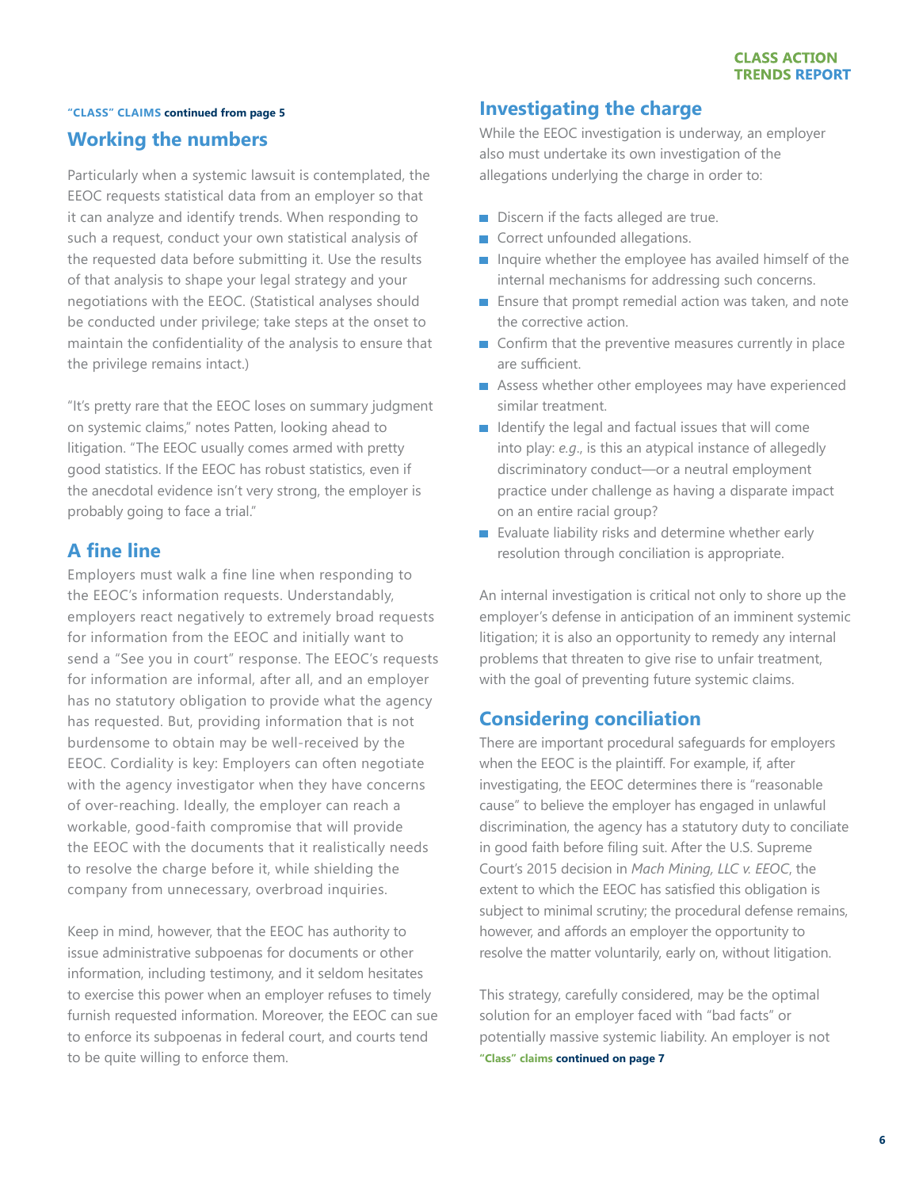**"CLASS" CLAIMS continued from page 5**

## Working the numbers

Particularly when a systemic lawsuit is contemplated, the EEOC requests statistical data from an employer so that it can analyze and identify trends. When responding to such a request, conduct your own statistical analysis of the requested data before submitting it. Use the results of that analysis to shape your legal strategy and your negotiations with the EEOC. (Statistical analyses should be conducted under privilege; take steps at the onset to maintain the confidentiality of the analysis to ensure that the privilege remains intact.)

"It's pretty rare that the EEOC loses on summary judgment on systemic claims," notes Patten, looking ahead to litigation. "The EEOC usually comes armed with pretty good statistics. If the EEOC has robust statistics, even if the anecdotal evidence isn't very strong, the employer is probably going to face a trial."

## A fine line

Employers must walk a fine line when responding to the EEOC's information requests. Understandably, employers react negatively to extremely broad requests for information from the EEOC and initially want to send a "See you in court" response. The EEOC's requests for information are informal, after all, and an employer has no statutory obligation to provide what the agency has requested. But, providing information that is not burdensome to obtain may be well-received by the EEOC. Cordiality is key: Employers can often negotiate with the agency investigator when they have concerns of over-reaching. Ideally, the employer can reach a workable, good-faith compromise that will provide the EEOC with the documents that it realistically needs to resolve the charge before it, while shielding the company from unnecessary, overbroad inquiries.

Keep in mind, however, that the EEOC has authority to issue administrative subpoenas for documents or other information, including testimony, and it seldom hesitates to exercise this power when an employer refuses to timely furnish requested information. Moreover, the EEOC can sue to enforce its subpoenas in federal court, and courts tend to be quite willing to enforce them.

## Investigating the charge

While the EEOC investigation is underway, an employer also must undertake its own investigation of the allegations underlying the charge in order to:

- Discern if the facts alleged are true.
- Correct unfounded allegations.
- Inquire whether the employee has availed himself of the internal mechanisms for addressing such concerns.
- Ensure that prompt remedial action was taken, and note the corrective action.
- Confirm that the preventive measures currently in place are sufficient.
- Assess whether other employees may have experienced similar treatment.
- Identify the legal and factual issues that will come into play: *e.g.*, is this an atypical instance of allegedly discriminatory conduct—or a neutral employment practice under challenge as having a disparate impact on an entire racial group?
- Evaluate liability risks and determine whether early resolution through conciliation is appropriate.

An internal investigation is critical not only to shore up the employer's defense in anticipation of an imminent systemic litigation; it is also an opportunity to remedy any internal problems that threaten to give rise to unfair treatment, with the goal of preventing future systemic claims.

## Considering conciliation

There are important procedural safeguards for employers when the EEOC is the plaintiff. For example, if, after investigating, the EEOC determines there is "reasonable cause" to believe the employer has engaged in unlawful discrimination, the agency has a statutory duty to conciliate in good faith before filing suit. After the U.S. Supreme Court's 2015 decision in *Mach Mining, LLC v. EEOC*, the extent to which the EEOC has satisfied this obligation is subject to minimal scrutiny; the procedural defense remains, however, and affords an employer the opportunity to resolve the matter voluntarily, early on, without litigation.

This strategy, carefully considered, may be the optimal solution for an employer faced with "bad facts" or potentially massive systemic liability. An employer is not

**"Class" claims continued on page 7**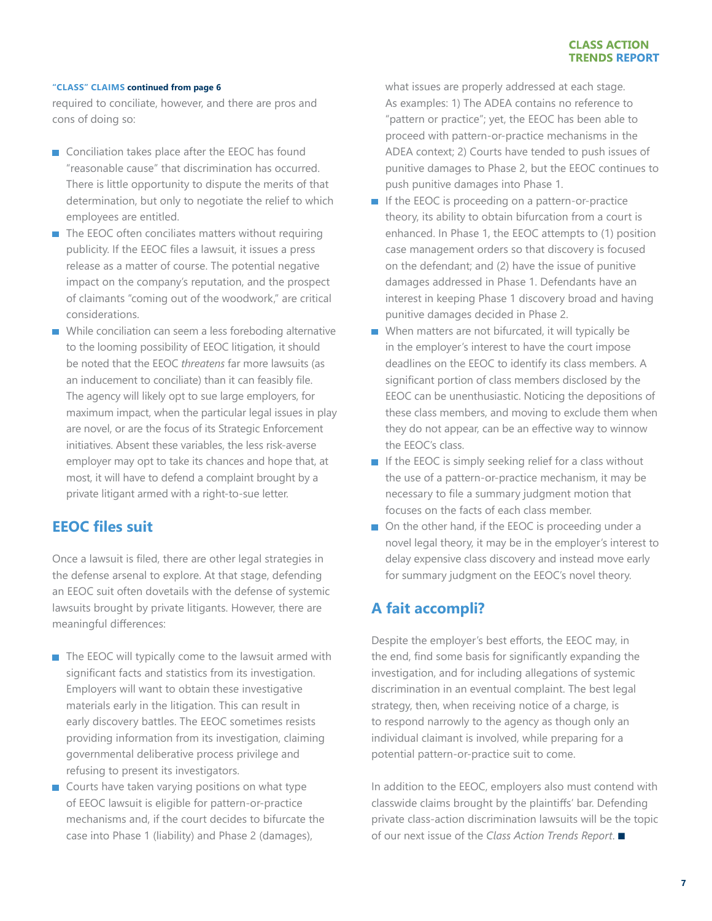**"CLASS" CLAIMS continued from page 6**

required to conciliate, however, and there are pros and cons of doing so:

- Conciliation takes place after the EEOC has found "reasonable cause" that discrimination has occurred. There is little opportunity to dispute the merits of that determination, but only to negotiate the relief to which employees are entitled.
- The EEOC often conciliates matters without requiring publicity. If the EEOC files a lawsuit, it issues a press release as a matter of course. The potential negative impact on the company's reputation, and the prospect of claimants "coming out of the woodwork," are critical considerations.
- While conciliation can seem a less foreboding alternative to the looming possibility of EEOC litigation, it should be noted that the EEOC *threatens* far more lawsuits (as an inducement to conciliate) than it can feasibly file. The agency will likely opt to sue large employers, for maximum impact, when the particular legal issues in play are novel, or are the focus of its Strategic Enforcement initiatives. Absent these variables, the less risk-averse employer may opt to take its chances and hope that, at most, it will have to defend a complaint brought by a private litigant armed with a right-to-sue letter.

## EEOC files suit

Once a lawsuit is filed, there are other legal strategies in the defense arsenal to explore. At that stage, defending an EEOC suit often dovetails with the defense of systemic lawsuits brought by private litigants. However, there are meaningful differences:

- The EEOC will typically come to the lawsuit armed with significant facts and statistics from its investigation. Employers will want to obtain these investigative materials early in the litigation. This can result in early discovery battles. The EEOC sometimes resists providing information from its investigation, claiming governmental deliberative process privilege and refusing to present its investigators.
- Courts have taken varying positions on what type of EEOC lawsuit is eligible for pattern-or-practice mechanisms and, if the court decides to bifurcate the case into Phase 1 (liability) and Phase 2 (damages), what issues are properly addressed at each stage. As examples: 1) The ADEA contains no reference to "pattern or practice"; yet, the EEOC has been able to proceed with pattern-or-practice mechanisms in the ADEA context; 2) Courts have tended to push issues of punitive damages to Phase 2, but the EEOC continues to push punitive damages into Phase 1.
- If the EEOC is proceeding on a pattern-or-practice theory, its ability to obtain bifurcation from a court is enhanced. In Phase 1, the EEOC attempts to (1) position case management orders so that discovery is focused on the defendant; and (2) have the issue of punitive damages addressed in Phase 1. Defendants have an interest in keeping Phase 1 discovery broad and having punitive damages decided in Phase 2.
- When matters are not bifurcated, it will typically be in the employer's interest to have the court impose deadlines on the EEOC to identify its class members. A significant portion of class members disclosed by the EEOC can be unenthusiastic. Noticing the depositions of these class members, and moving to exclude them when they do not appear, can be an effective way to winnow the EEOC's class.
- If the EEOC is simply seeking relief for a class without the use of a pattern-or-practice mechanism, it may be necessary to file a summary judgment motion that focuses on the facts of each class member.
- On the other hand, if the EEOC is proceeding under a novel legal theory, it may be in the employer's interest to delay expensive class discovery and instead move early for summary judgment on the EEOC's novel theory.

## A fait accompli?

Despite the employer's best efforts, the EEOC may, in the end, find some basis for significantly expanding the investigation, and for including allegations of systemic discrimination in an eventual complaint. The best legal strategy, then, when receiving notice of a charge, is to respond narrowly to the agency as though only an individual claimant is involved, while preparing for a potential pattern-or-practice suit to come.

In addition to the EEOC, employers also must contend with classwide claims brought by the plaintiffs' bar. Defending private class-action discrimination lawsuits will be the topic of our next issue of the *Class Action Trends Report*. ■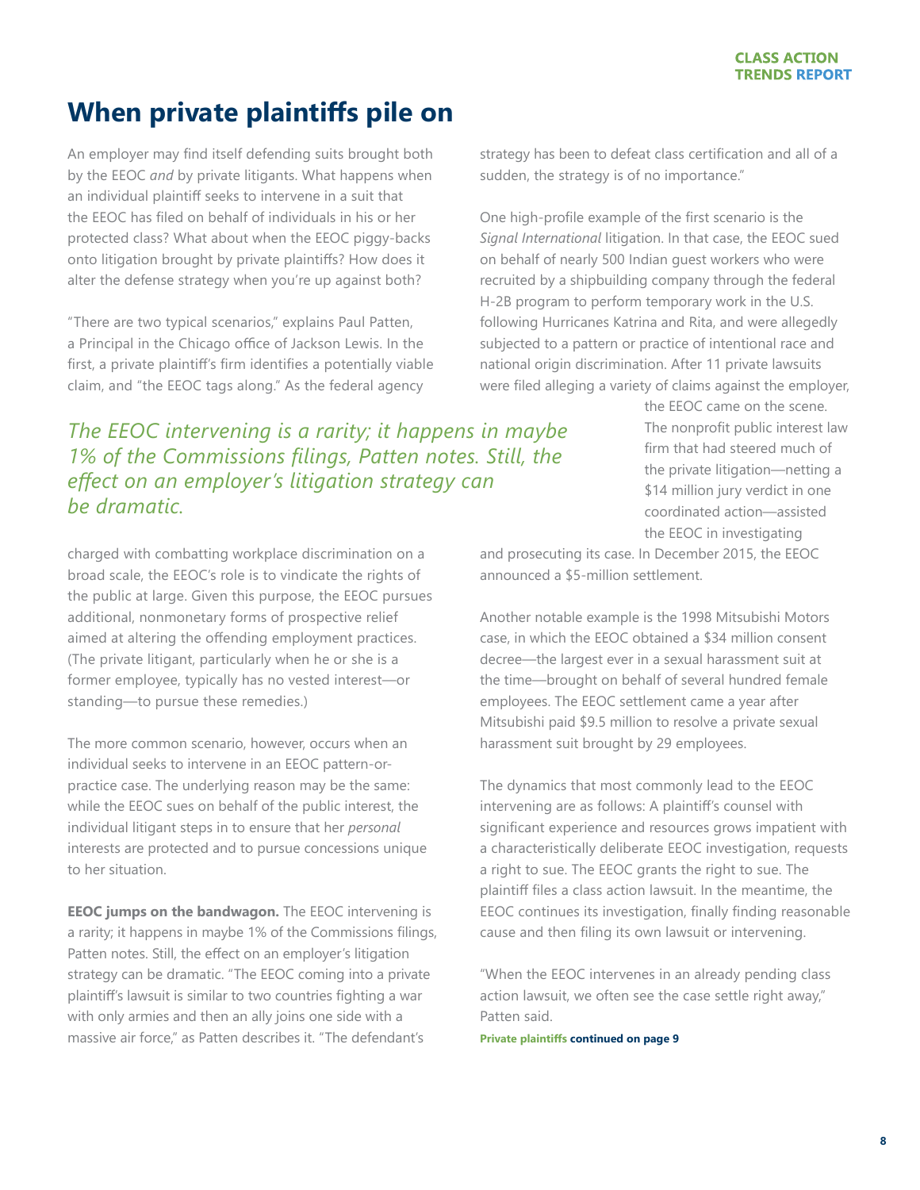# When private plaintiffs pile on

An employer may find itself defending suits brought both by the EEOC *and* by private litigants. What happens when an individual plaintiff seeks to intervene in a suit that the EEOC has filed on behalf of individuals in his or her protected class? What about when the EEOC piggy-backs onto litigation brought by private plaintiffs? How does it alter the defense strategy when you're up against both?

"There are two typical scenarios," explains Paul Patten, a Principal in the Chicago office of Jackson Lewis. In the first, a private plaintiff's firm identifies a potentially viable claim, and "the EEOC tags along." As the federal agency charged with combatting workplace discrimination on a broad scale, the EEOC's role is to vindicate the rights of the public at large. Given this purpose, the EEOC pursues additional, nonmonetary forms of prospective relief aimed at altering the offending employment practices. (The private litigant, particularly when he or she is a former employee, typically has no vested interest—or standing—to pursue these remedies.)

The more common scenario, however, occurs when an individual seeks to intervene in an EEOC pattern-or-practice case. The underlying reason may be the same: while the EEOC sues on behalf of the public interest, the individual litigant steps in to ensure that her *personal* interests are protected and to pursue concessions unique to her situation.

*The EEOC intervening is a rarity; it happens in maybe 1% of the Commissions filings, Patten notes. Still, the effect on an employer's litigation strategy can be dramatic.*

**EEOC jumps on the bandwagon.** The EEOC intervening is a rarity; it happens in maybe 1% of the Commissions filings, Patten notes. Still, the effect on an employer's litigation strategy can be dramatic. "The EEOC coming into a private plaintiff's lawsuit is similar to two countries fighting a war with only armies and then an ally joins one side with a massive air force," as Patten describes it. "The defendant's strategy has been to defeat class certification and all of a sudden, the strategy is of no importance."

One high-profile example of the first scenario is the *Signal International* litigation. In that case, the EEOC sued on behalf of nearly 500 Indian guest workers who were recruited by a shipbuilding company through the federal H-2B program to perform temporary work in the U.S. following Hurricanes Katrina and Rita, and were allegedly subjected to a pattern or practice of intentional race and national origin discrimination. After 11 private lawsuits were filed alleging a variety of claims against the employer, the EEOC came on the scene. The nonprofit public interest law firm that had steered much of the private litigation—netting a $14 million jury verdict in one coordinated action—assisted the EEOC in investigating and prosecuting its case. In December 2015, the EEOC announced a $5-million settlement.

Another notable example is the 1998 Mitsubishi Motors case, in which the EEOC obtained a $34 million consent decree—the largest ever in a sexual harassment suit at the time—brought on behalf of several hundred female employees. The EEOC settlement came a year after Mitsubishi paid $9.5 million to resolve a private sexual harassment suit brought by 29 employees.

The dynamics that most commonly lead to the EEOC intervening are as follows: A plaintiff's counsel with significant experience and resources grows impatient with a characteristically deliberate EEOC investigation, requests a right to sue. The EEOC grants the right to sue. The plaintiff files a class action lawsuit. In the meantime, the EEOC continues its investigation, finally finding reasonable cause and then filing its own lawsuit or intervening.

"When the EEOC intervenes in an already pending class action lawsuit, we often see the case settle right away," Patten said.

**Private plaintiffs continued on page 9**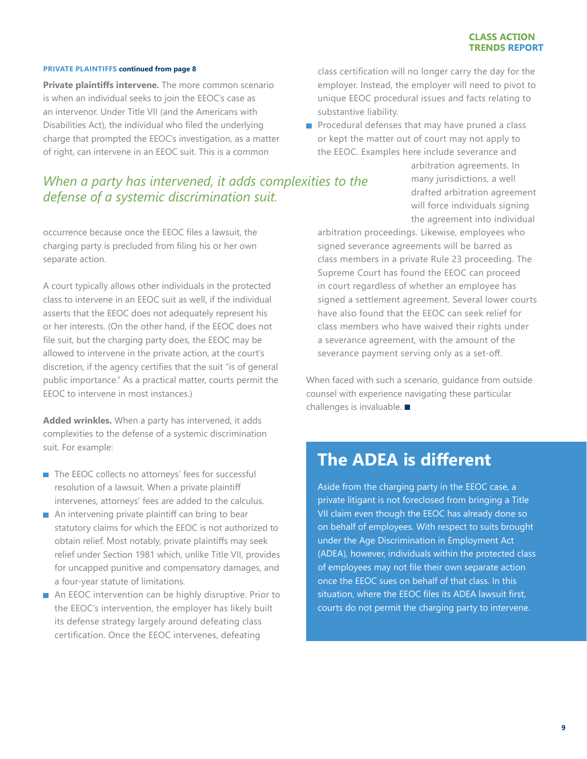**PRIVATE PLAINTIFFS continued from page 8**

**Private plaintiffs intervene.** The more common scenario is when an individual seeks to join the EEOC's case as an intervenor. Under Title VII (and the Americans with Disabilities Act), the individual who filed the underlying charge that prompted the EEOC's investigation, as a matter of right, can intervene in an EEOC suit. This is a common occurrence because once the EEOC files a lawsuit, the charging party is precluded from filing his or her own separate action.

*When a party has intervened, it adds complexities to the defense of a systemic discrimination suit.*

A court typically allows other individuals in the protected class to intervene in an EEOC suit as well, if the individual asserts that the EEOC does not adequately represent his or her interests. (On the other hand, if the EEOC does not file suit, but the charging party does, the EEOC may be allowed to intervene in the private action, at the court's discretion, if the agency certifies that the suit "is of general public importance." As a practical matter, courts permit the EEOC to intervene in most instances.)

**Added wrinkles.** When a party has intervened, it adds complexities to the defense of a systemic discrimination suit. For example:

- The EEOC collects no attorneys' fees for successful resolution of a lawsuit. When a private plaintiff intervenes, attorneys' fees are added to the calculus.
- An intervening private plaintiff can bring to bear statutory claims for which the EEOC is not authorized to obtain relief. Most notably, private plaintiffs may seek relief under Section 1981 which, unlike Title VII, provides for uncapped punitive and compensatory damages, and a four-year statute of limitations.
- An EEOC intervention can be highly disruptive. Prior to the EEOC's intervention, the employer has likely built its defense strategy largely around defeating class certification. Once the EEOC intervenes, defeating class certification will no longer carry the day for the employer. Instead, the employer will need to pivot to unique EEOC procedural issues and facts relating to substantive liability.
- Procedural defenses that may have pruned a class or kept the matter out of court may not apply to the EEOC. Examples here include severance and arbitration agreements. In many jurisdictions, a well drafted arbitration agreement will force individuals signing the agreement into individual arbitration proceedings. Likewise, employees who signed severance agreements will be barred as class members in a private Rule 23 proceeding. The Supreme Court has found the EEOC can proceed in court regardless of whether an employee has signed a settlement agreement. Several lower courts have also found that the EEOC can seek relief for class members who have waived their rights under a severance agreement, with the amount of the severance payment serving only as a set-off.

When faced with such a scenario, guidance from outside counsel with experience navigating these particular challenges is invaluable. ■

## The ADEA is different

Aside from the charging party in the EEOC case, a private litigant is not foreclosed from bringing a Title VII claim even though the EEOC has already done so on behalf of employees. With respect to suits brought under the Age Discrimination in Employment Act (ADEA), however, individuals within the protected class of employees may not file their own separate action once the EEOC sues on behalf of that class. In this situation, where the EEOC files its ADEA lawsuit first, courts do not permit the charging party to intervene.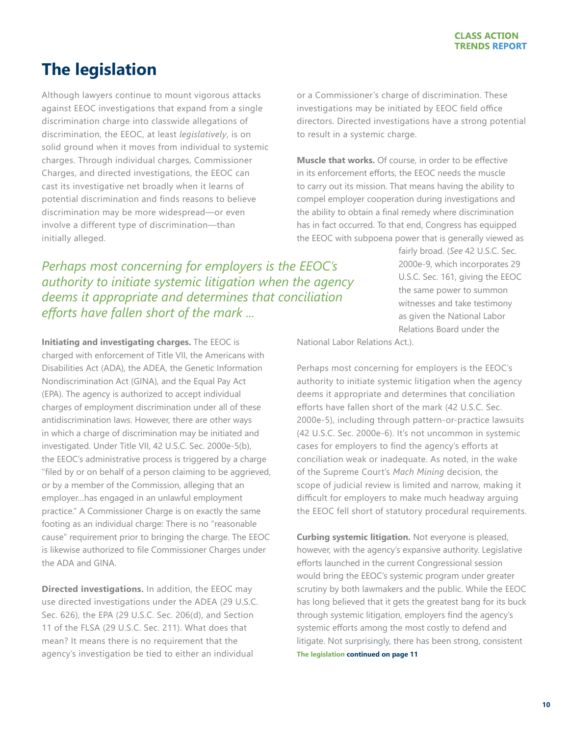# The legislation

Although lawyers continue to mount vigorous attacks against EEOC investigations that expand from a single discrimination charge into classwide allegations of discrimination, the EEOC, at least *legislatively*, is on solid ground when it moves from individual to systemic charges. Through individual charges, Commissioner Charges, and directed investigations, the EEOC can cast its investigative net broadly when it learns of potential discrimination and finds reasons to believe discrimination may be more widespread—or even involve a different type of discrimination—than initially alleged.

*Perhaps most concerning for employers is the EEOC's authority to initiate systemic litigation when the agency deems it appropriate and determines that conciliation efforts have fallen short of the mark ...*

**Initiating and investigating charges.** The EEOC is charged with enforcement of Title VII, the Americans with Disabilities Act (ADA), the ADEA, the Genetic Information Nondiscrimination Act (GINA), and the Equal Pay Act (EPA). The agency is authorized to accept individual charges of employment discrimination under all of these antidiscrimination laws. However, there are other ways in which a charge of discrimination may be initiated and investigated. Under Title VII, 42 U.S.C. Sec. 2000e-5(b), the EEOC's administrative process is triggered by a charge "filed by or on behalf of a person claiming to be aggrieved, or by a member of the Commission, alleging that an employer...has engaged in an unlawful employment practice." A Commissioner Charge is on exactly the same footing as an individual charge: There is no "reasonable cause" requirement prior to bringing the charge. The EEOC is likewise authorized to file Commissioner Charges under the ADA and GINA.

**Directed investigations.** In addition, the EEOC may use directed investigations under the ADEA (29 U.S.C. Sec. 626), the EPA (29 U.S.C. Sec. 206(d), and Section 11 of the FLSA (29 U.S.C. Sec. 211). What does that mean? It means there is no requirement that the agency's investigation be tied to either an individual or a Commissioner's charge of discrimination. These investigations may be initiated by EEOC field office directors. Directed investigations have a strong potential to result in a systemic charge.

**Muscle that works.** Of course, in order to be effective in its enforcement efforts, the EEOC needs the muscle to carry out its mission. That means having the ability to compel employer cooperation during investigations and the ability to obtain a final remedy where discrimination has in fact occurred. To that end, Congress has equipped the EEOC with subpoena power that is generally viewed as fairly broad. (*See* 42 U.S.C. Sec. 2000e-9, which incorporates 29 U.S.C. Sec. 161, giving the EEOC the same power to summon witnesses and take testimony as given the National Labor Relations Board under the National Labor Relations Act.).

Perhaps most concerning for employers is the EEOC's authority to initiate systemic litigation when the agency deems it appropriate and determines that conciliation efforts have fallen short of the mark (42 U.S.C. Sec. 2000e-5), including through pattern-or-practice lawsuits (42 U.S.C. Sec. 2000e-6). It's not uncommon in systemic cases for employers to find the agency's efforts at conciliation weak or inadequate. As noted, in the wake of the Supreme Court's *Mach Mining* decision, the scope of judicial review is limited and narrow, making it difficult for employers to make much headway arguing the EEOC fell short of statutory procedural requirements.

**Curbing systemic litigation.** Not everyone is pleased, however, with the agency's expansive authority. Legislative efforts launched in the current Congressional session would bring the EEOC's systemic program under greater scrutiny by both lawmakers and the public. While the EEOC has long believed that it gets the greatest bang for its buck through systemic litigation, employers find the agency's systemic efforts among the most costly to defend and litigate. Not surprisingly, there has been strong, consistent

**The legislation continued on page 11**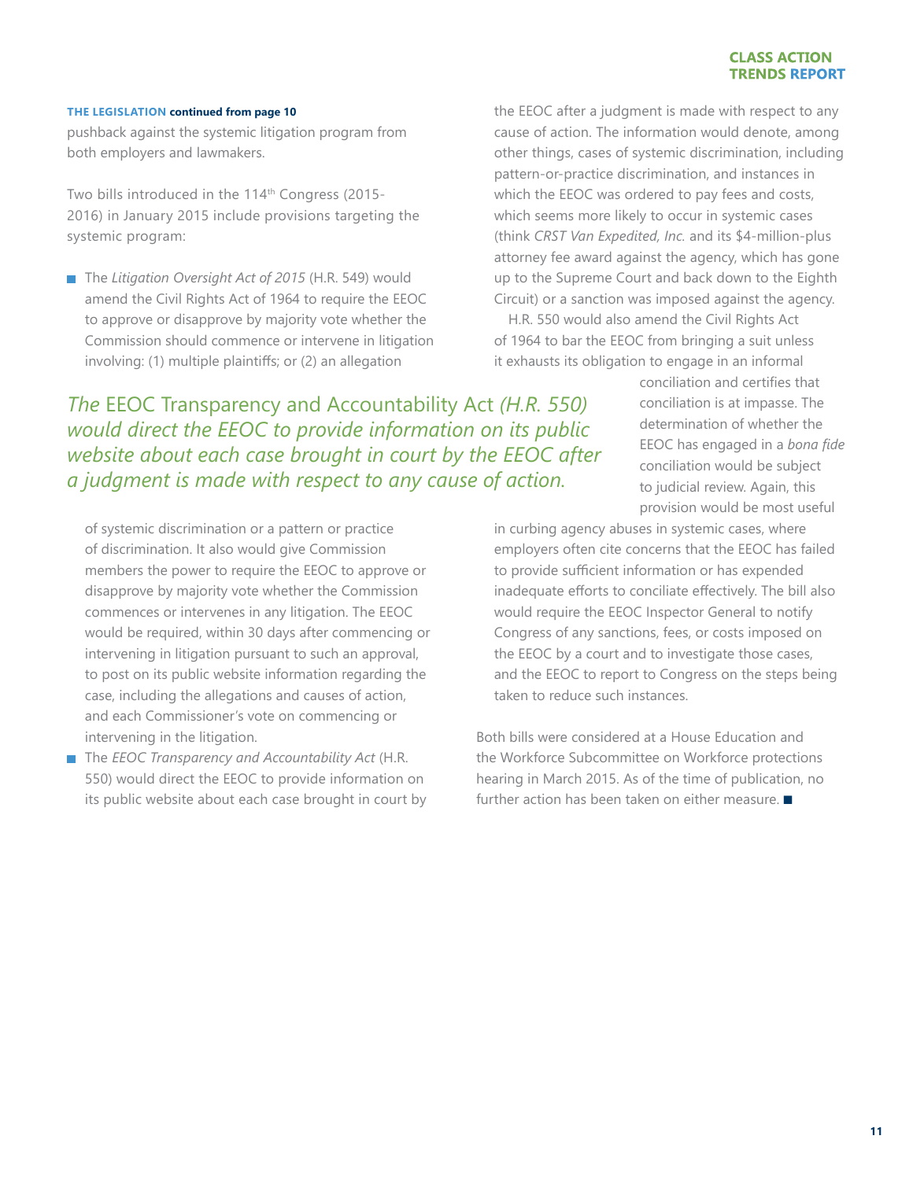**THE LEGISLATION continued from page 10**

pushback against the systemic litigation program from both employers and lawmakers.

Two bills introduced in the 114th Congress (2015-2016) in January 2015 include provisions targeting the systemic program:

- The *Litigation Oversight Act of 2015* (H.R. 549) would amend the Civil Rights Act of 1964 to require the EEOC to approve or disapprove by majority vote whether the Commission should commence or intervene in litigation involving: (1) multiple plaintiffs; or (2) an allegation of systemic discrimination or a pattern or practice of discrimination. It also would give Commission members the power to require the EEOC to approve or disapprove by majority vote whether the Commission commences or intervenes in any litigation. The EEOC would be required, within 30 days after commencing or intervening in litigation pursuant to such an approval, to post on its public website information regarding the case, including the allegations and causes of action, and each Commissioner's vote on commencing or intervening in the litigation.
- The *EEOC Transparency and Accountability Act* (H.R. 550) would direct the EEOC to provide information on its public website about each case brought in court by the EEOC after a judgment is made with respect to any cause of action. The information would denote, among other things, cases of systemic discrimination, including pattern-or-practice discrimination, and instances in which the EEOC was ordered to pay fees and costs, which seems more likely to occur in systemic cases (think *CRST Van Expedited, Inc.* and its $4-million-plus attorney fee award against the agency, which has gone up to the Supreme Court and back down to the Eighth Circuit) or a sanction was imposed against the agency.
  H.R. 550 would also amend the Civil Rights Act of 1964 to bar the EEOC from bringing a suit unless it exhausts its obligation to engage in an informal conciliation and certifies that conciliation is at impasse. The determination of whether the EEOC has engaged in a *bona fide* conciliation would be subject to judicial review. Again, this provision would be most useful in curbing agency abuses in systemic cases, where employers often cite concerns that the EEOC has failed to provide sufficient information or has expended inadequate efforts to conciliate effectively. The bill also would require the EEOC Inspector General to notify Congress of any sanctions, fees, or costs imposed on the EEOC by a court and to investigate those cases, and the EEOC to report to Congress on the steps being taken to reduce such instances.

> *The* EEOC Transparency and Accountability Act *(H.R. 550) would direct the EEOC to provide information on its public website about each case brought in court by the EEOC after a judgment is made with respect to any cause of action.*

Both bills were considered at a House Education and the Workforce Subcommittee on Workforce protections hearing in March 2015. As of the time of publication, no further action has been taken on either measure. ■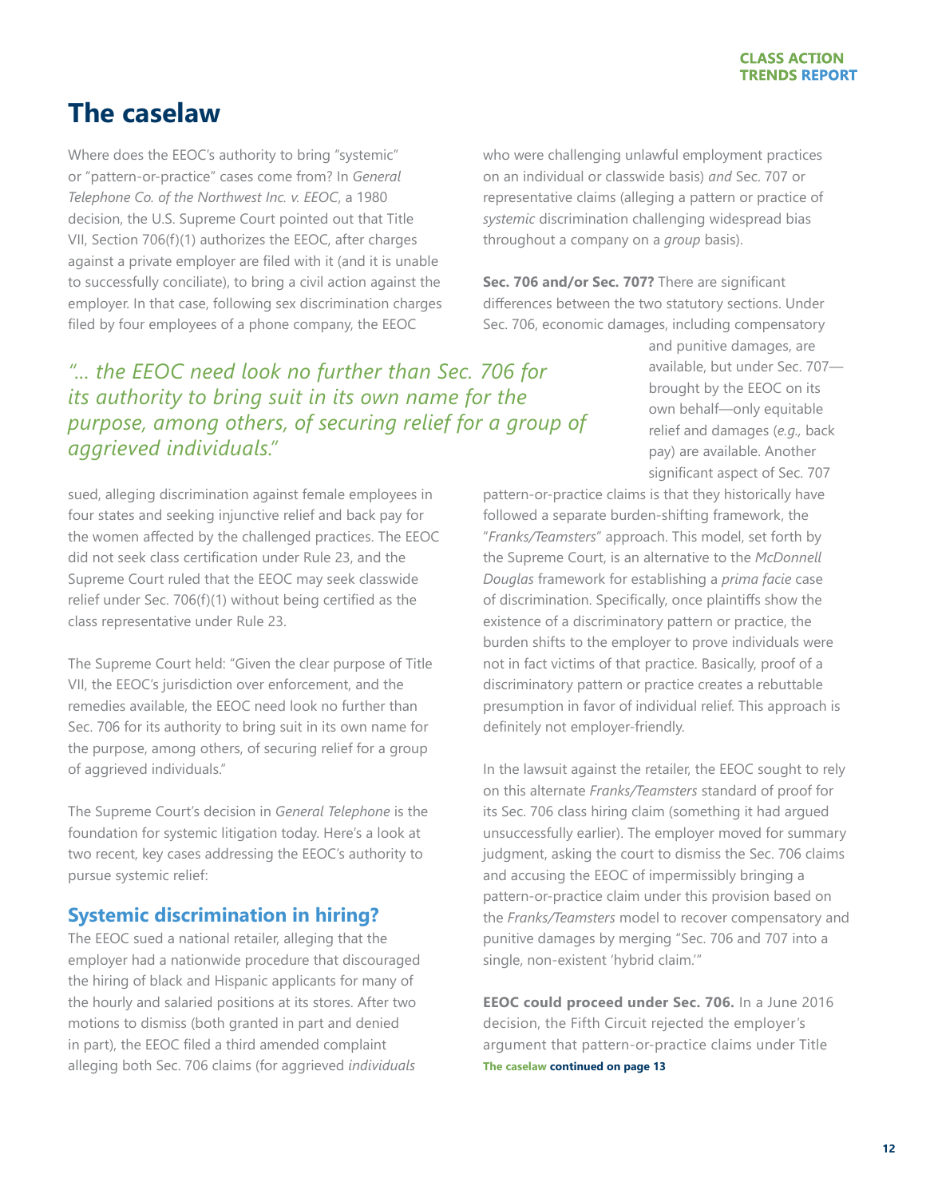## The caselaw

Where does the EEOC's authority to bring "systemic" or "pattern-or-practice" cases come from? In *General Telephone Co. of the Northwest Inc. v. EEOC*, a 1980 decision, the U.S. Supreme Court pointed out that Title VII, Section 706(f)(1) authorizes the EEOC, after charges against a private employer are filed with it (and it is unable to successfully conciliate), to bring a civil action against the employer. In that case, following sex discrimination charges filed by four employees of a phone company, the EEOC sued, alleging discrimination against female employees in four states and seeking injunctive relief and back pay for the women affected by the challenged practices. The EEOC did not seek class certification under Rule 23, and the Supreme Court ruled that the EEOC may seek classwide relief under Sec. 706(f)(1) without being certified as the class representative under Rule 23.

*"... the EEOC need look no further than Sec. 706 for its authority to bring suit in its own name for the purpose, among others, of securing relief for a group of aggrieved individuals."*

The Supreme Court held: "Given the clear purpose of Title VII, the EEOC's jurisdiction over enforcement, and the remedies available, the EEOC need look no further than Sec. 706 for its authority to bring suit in its own name for the purpose, among others, of securing relief for a group of aggrieved individuals."

The Supreme Court's decision in *General Telephone* is the foundation for systemic litigation today. Here's a look at two recent, key cases addressing the EEOC's authority to pursue systemic relief:

### Systemic discrimination in hiring?

The EEOC sued a national retailer, alleging that the employer had a nationwide procedure that discouraged the hiring of black and Hispanic applicants for many of the hourly and salaried positions at its stores. After two motions to dismiss (both granted in part and denied in part), the EEOC filed a third amended complaint alleging both Sec. 706 claims (for aggrieved *individuals* who were challenging unlawful employment practices on an individual or classwide basis) *and* Sec. 707 or representative claims (alleging a pattern or practice of *systemic* discrimination challenging widespread bias throughout a company on a *group* basis).

**Sec. 706 and/or Sec. 707?** There are significant differences between the two statutory sections. Under Sec. 706, economic damages, including compensatory and punitive damages, are available, but under Sec. 707—brought by the EEOC on its own behalf—only equitable relief and damages (*e.g.,* back pay) are available. Another significant aspect of Sec. 707 pattern-or-practice claims is that they historically have followed a separate burden-shifting framework, the "*Franks/Teamsters*" approach. This model, set forth by the Supreme Court, is an alternative to the *McDonnell Douglas* framework for establishing a *prima facie* case of discrimination. Specifically, once plaintiffs show the existence of a discriminatory pattern or practice, the burden shifts to the employer to prove individuals were not in fact victims of that practice. Basically, proof of a discriminatory pattern or practice creates a rebuttable presumption in favor of individual relief. This approach is definitely not employer-friendly.

In the lawsuit against the retailer, the EEOC sought to rely on this alternate *Franks/Teamsters* standard of proof for its Sec. 706 class hiring claim (something it had argued unsuccessfully earlier). The employer moved for summary judgment, asking the court to dismiss the Sec. 706 claims and accusing the EEOC of impermissibly bringing a pattern-or-practice claim under this provision based on the *Franks/Teamsters* model to recover compensatory and punitive damages by merging "Sec. 706 and 707 into a single, non-existent 'hybrid claim.'"

**EEOC could proceed under Sec. 706.** In a June 2016 decision, the Fifth Circuit rejected the employer's argument that pattern-or-practice claims under Title

**The caselaw continued on page 13**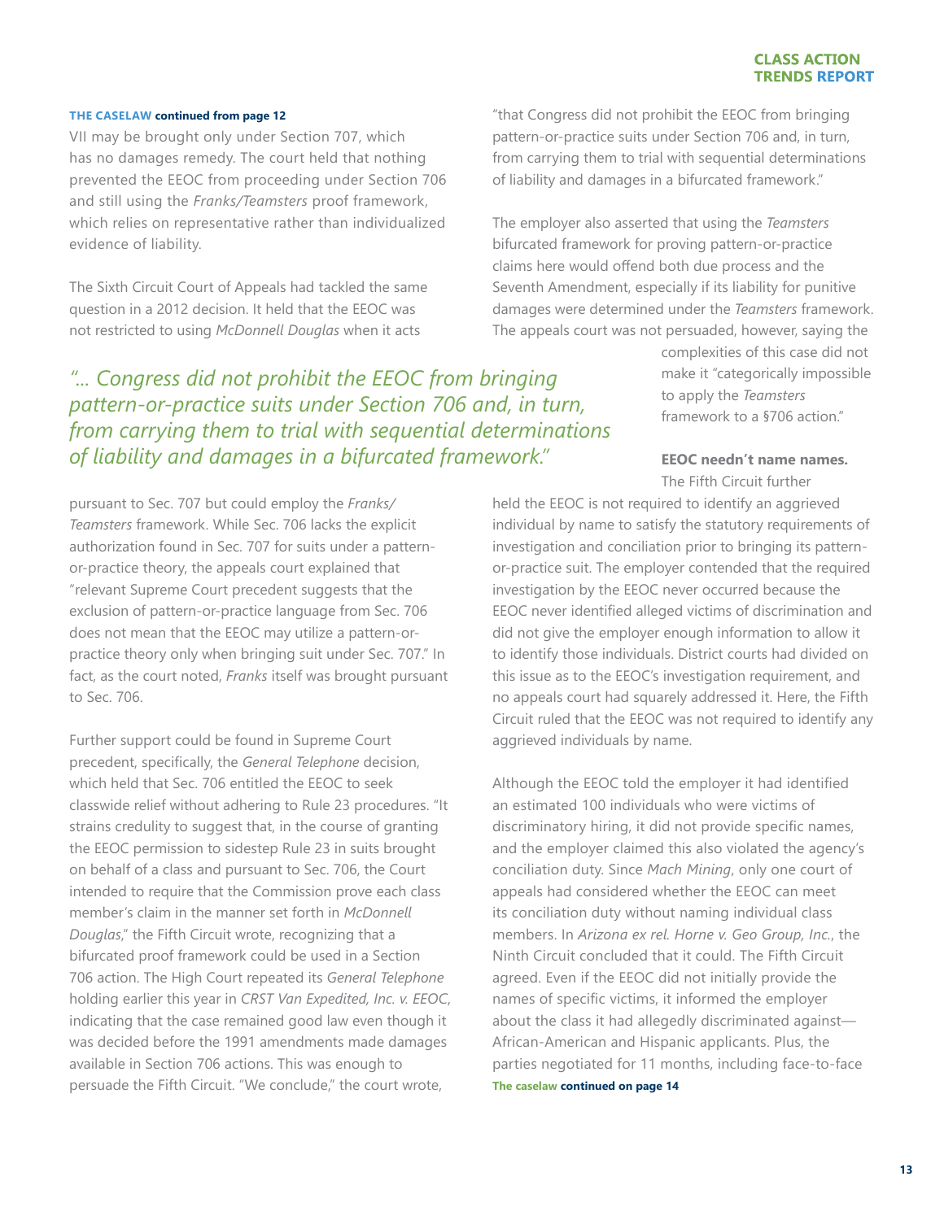**THE CASELAW continued from page 12**

VII may be brought only under Section 707, which has no damages remedy. The court held that nothing prevented the EEOC from proceeding under Section 706 and still using the *Franks/Teamsters* proof framework, which relies on representative rather than individualized evidence of liability.

The Sixth Circuit Court of Appeals had tackled the same question in a 2012 decision. It held that the EEOC was not restricted to using *McDonnell Douglas* when it acts pursuant to Sec. 707 but could employ the *Franks/Teamsters* framework. While Sec. 706 lacks the explicit authorization found in Sec. 707 for suits under a pattern-or-practice theory, the appeals court explained that "relevant Supreme Court precedent suggests that the exclusion of pattern-or-practice language from Sec. 706 does not mean that the EEOC may utilize a pattern-or-practice theory only when bringing suit under Sec. 707." In fact, as the court noted, *Franks* itself was brought pursuant to Sec. 706.

Further support could be found in Supreme Court precedent, specifically, the *General Telephone* decision, which held that Sec. 706 entitled the EEOC to seek classwide relief without adhering to Rule 23 procedures. "It strains credulity to suggest that, in the course of granting the EEOC permission to sidestep Rule 23 in suits brought on behalf of a class and pursuant to Sec. 706, the Court intended to require that the Commission prove each class member's claim in the manner set forth in *McDonnell Douglas*," the Fifth Circuit wrote, recognizing that a bifurcated proof framework could be used in a Section 706 action. The High Court repeated its *General Telephone* holding earlier this year in *CRST Van Expedited, Inc. v. EEOC*, indicating that the case remained good law even though it was decided before the 1991 amendments made damages available in Section 706 actions. This was enough to persuade the Fifth Circuit. "We conclude," the court wrote, "that Congress did not prohibit the EEOC from bringing pattern-or-practice suits under Section 706 and, in turn, from carrying them to trial with sequential determinations of liability and damages in a bifurcated framework."

*"... Congress did not prohibit the EEOC from bringing pattern-or-practice suits under Section 706 and, in turn, from carrying them to trial with sequential determinations of liability and damages in a bifurcated framework."*

The employer also asserted that using the *Teamsters* bifurcated framework for proving pattern-or-practice claims here would offend both due process and the Seventh Amendment, especially if its liability for punitive damages were determined under the *Teamsters* framework. The appeals court was not persuaded, however, saying the complexities of this case did not make it "categorically impossible to apply the *Teamsters* framework to a §706 action."

**EEOC needn't name names.** The Fifth Circuit further held the EEOC is not required to identify an aggrieved individual by name to satisfy the statutory requirements of investigation and conciliation prior to bringing its pattern-or-practice suit. The employer contended that the required investigation by the EEOC never occurred because the EEOC never identified alleged victims of discrimination and did not give the employer enough information to allow it to identify those individuals. District courts had divided on this issue as to the EEOC's investigation requirement, and no appeals court had squarely addressed it. Here, the Fifth Circuit ruled that the EEOC was not required to identify any aggrieved individuals by name.

Although the EEOC told the employer it had identified an estimated 100 individuals who were victims of discriminatory hiring, it did not provide specific names, and the employer claimed this also violated the agency's conciliation duty. Since *Mach Mining*, only one court of appeals had considered whether the EEOC can meet its conciliation duty without naming individual class members. In *Arizona ex rel. Horne v. Geo Group, Inc.*, the Ninth Circuit concluded that it could. The Fifth Circuit agreed. Even if the EEOC did not initially provide the names of specific victims, it informed the employer about the class it had allegedly discriminated against—African-American and Hispanic applicants. Plus, the parties negotiated for 11 months, including face-to-face

**The caselaw continued on page 14**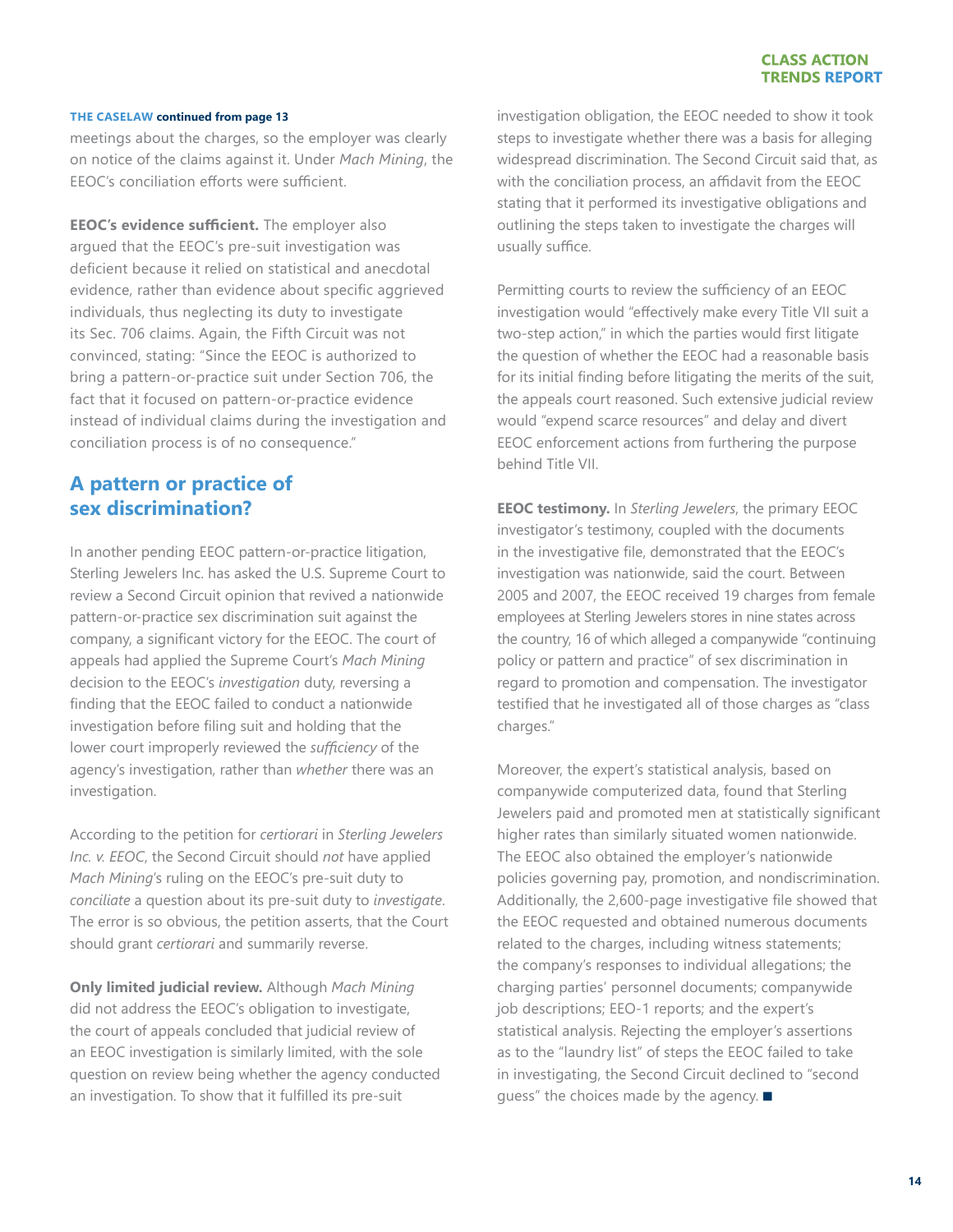**THE CASELAW continued from page 13**

meetings about the charges, so the employer was clearly on notice of the claims against it. Under *Mach Mining*, the EEOC's conciliation efforts were sufficient.

**EEOC's evidence sufficient.** The employer also argued that the EEOC's pre-suit investigation was deficient because it relied on statistical and anecdotal evidence, rather than evidence about specific aggrieved individuals, thus neglecting its duty to investigate its Sec. 706 claims. Again, the Fifth Circuit was not convinced, stating: "Since the EEOC is authorized to bring a pattern-or-practice suit under Section 706, the fact that it focused on pattern-or-practice evidence instead of individual claims during the investigation and conciliation process is of no consequence."

## A pattern or practice of sex discrimination?

In another pending EEOC pattern-or-practice litigation, Sterling Jewelers Inc. has asked the U.S. Supreme Court to review a Second Circuit opinion that revived a nationwide pattern-or-practice sex discrimination suit against the company, a significant victory for the EEOC. The court of appeals had applied the Supreme Court's *Mach Mining* decision to the EEOC's *investigation* duty, reversing a finding that the EEOC failed to conduct a nationwide investigation before filing suit and holding that the lower court improperly reviewed the *sufficiency* of the agency's investigation, rather than *whether* there was an investigation.

According to the petition for *certiorari* in *Sterling Jewelers Inc. v. EEOC*, the Second Circuit should *not* have applied *Mach Mining*'s ruling on the EEOC's pre-suit duty to *conciliate* a question about its pre-suit duty to *investigate*. The error is so obvious, the petition asserts, that the Court should grant *certiorari* and summarily reverse.

**Only limited judicial review.** Although *Mach Mining* did not address the EEOC's obligation to investigate, the court of appeals concluded that judicial review of an EEOC investigation is similarly limited, with the sole question on review being whether the agency conducted an investigation. To show that it fulfilled its pre-suit investigation obligation, the EEOC needed to show it took steps to investigate whether there was a basis for alleging widespread discrimination. The Second Circuit said that, as with the conciliation process, an affidavit from the EEOC stating that it performed its investigative obligations and outlining the steps taken to investigate the charges will usually suffice.

Permitting courts to review the sufficiency of an EEOC investigation would "effectively make every Title VII suit a two-step action," in which the parties would first litigate the question of whether the EEOC had a reasonable basis for its initial finding before litigating the merits of the suit, the appeals court reasoned. Such extensive judicial review would "expend scarce resources" and delay and divert EEOC enforcement actions from furthering the purpose behind Title VII.

**EEOC testimony.** In *Sterling Jewelers*, the primary EEOC investigator's testimony, coupled with the documents in the investigative file, demonstrated that the EEOC's investigation was nationwide, said the court. Between 2005 and 2007, the EEOC received 19 charges from female employees at Sterling Jewelers stores in nine states across the country, 16 of which alleged a companywide "continuing policy or pattern and practice" of sex discrimination in regard to promotion and compensation. The investigator testified that he investigated all of those charges as "class charges."

Moreover, the expert's statistical analysis, based on companywide computerized data, found that Sterling Jewelers paid and promoted men at statistically significant higher rates than similarly situated women nationwide. The EEOC also obtained the employer's nationwide policies governing pay, promotion, and nondiscrimination. Additionally, the 2,600-page investigative file showed that the EEOC requested and obtained numerous documents related to the charges, including witness statements; the company's responses to individual allegations; the charging parties' personnel documents; companywide job descriptions; EEO-1 reports; and the expert's statistical analysis. Rejecting the employer's assertions as to the "laundry list" of steps the EEOC failed to take in investigating, the Second Circuit declined to "second guess" the choices made by the agency. ■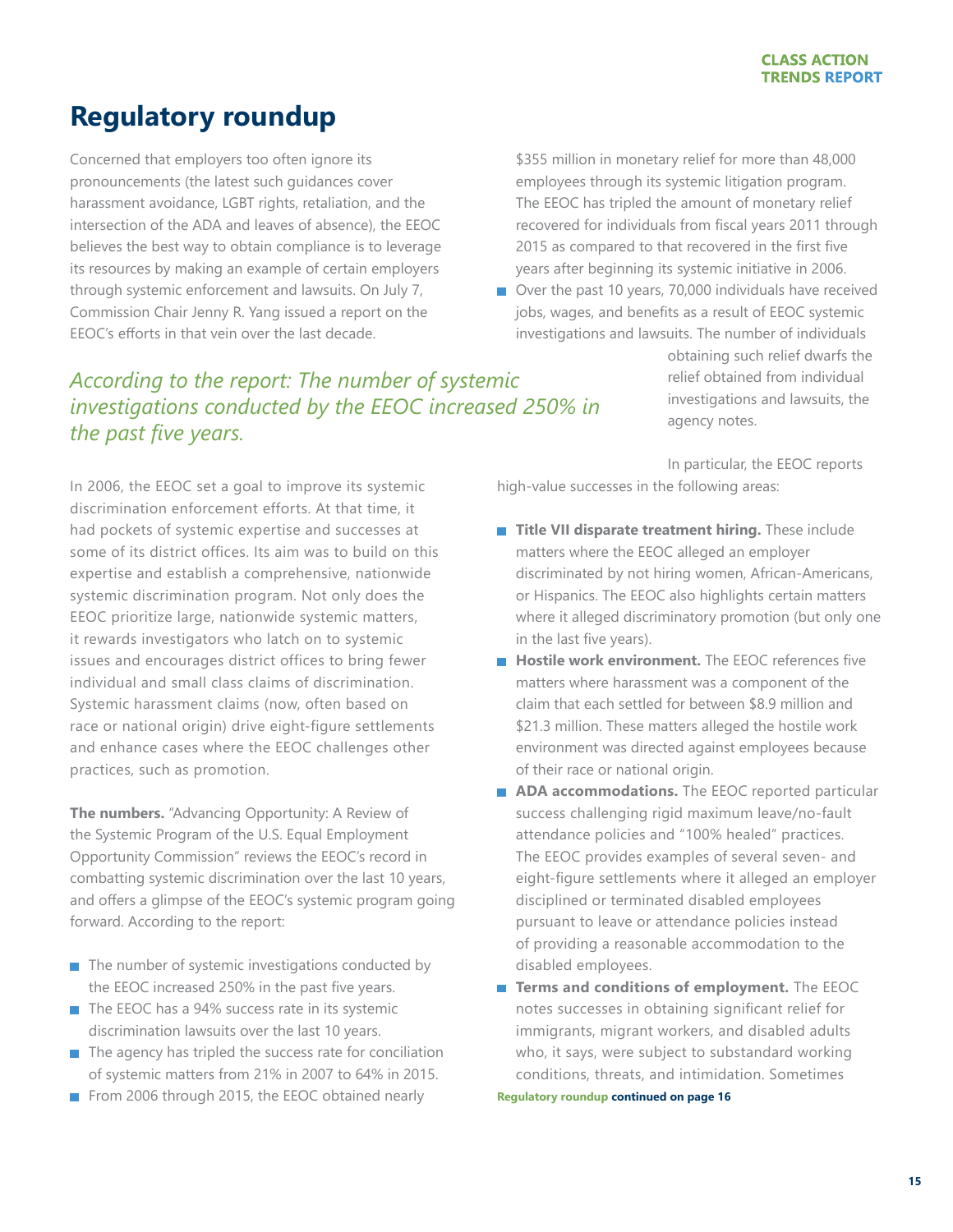# Regulatory roundup

Concerned that employers too often ignore its pronouncements (the latest such guidances cover harassment avoidance, LGBT rights, retaliation, and the intersection of the ADA and leaves of absence), the EEOC believes the best way to obtain compliance is to leverage its resources by making an example of certain employers through systemic enforcement and lawsuits. On July 7, Commission Chair Jenny R. Yang issued a report on the EEOC's efforts in that vein over the last decade.

*According to the report: The number of systemic investigations conducted by the EEOC increased 250% in the past five years.*

In 2006, the EEOC set a goal to improve its systemic discrimination enforcement efforts. At that time, it had pockets of systemic expertise and successes at some of its district offices. Its aim was to build on this expertise and establish a comprehensive, nationwide systemic discrimination program. Not only does the EEOC prioritize large, nationwide systemic matters, it rewards investigators who latch on to systemic issues and encourages district offices to bring fewer individual and small class claims of discrimination. Systemic harassment claims (now, often based on race or national origin) drive eight-figure settlements and enhance cases where the EEOC challenges other practices, such as promotion.

**The numbers.** "Advancing Opportunity: A Review of the Systemic Program of the U.S. Equal Employment Opportunity Commission" reviews the EEOC's record in combatting systemic discrimination over the last 10 years, and offers a glimpse of the EEOC's systemic program going forward. According to the report:

- The number of systemic investigations conducted by the EEOC increased 250% in the past five years.
- The EEOC has a 94% success rate in its systemic discrimination lawsuits over the last 10 years.
- The agency has tripled the success rate for conciliation of systemic matters from 21% in 2007 to 64% in 2015.
- From 2006 through 2015, the EEOC obtained nearly $355 million in monetary relief for more than 48,000 employees through its systemic litigation program. The EEOC has tripled the amount of monetary relief recovered for individuals from fiscal years 2011 through 2015 as compared to that recovered in the first five years after beginning its systemic initiative in 2006.
- Over the past 10 years, 70,000 individuals have received jobs, wages, and benefits as a result of EEOC systemic investigations and lawsuits. The number of individuals obtaining such relief dwarfs the relief obtained from individual investigations and lawsuits, the agency notes.

In particular, the EEOC reports high-value successes in the following areas:

- **Title VII disparate treatment hiring.** These include matters where the EEOC alleged an employer discriminated by not hiring women, African-Americans, or Hispanics. The EEOC also highlights certain matters where it alleged discriminatory promotion (but only one in the last five years).
- **Hostile work environment.** The EEOC references five matters where harassment was a component of the claim that each settled for between $8.9 million and $21.3 million. These matters alleged the hostile work environment was directed against employees because of their race or national origin.
- **ADA accommodations.** The EEOC reported particular success challenging rigid maximum leave/no-fault attendance policies and "100% healed" practices. The EEOC provides examples of several seven- and eight-figure settlements where it alleged an employer disciplined or terminated disabled employees pursuant to leave or attendance policies instead of providing a reasonable accommodation to the disabled employees.
- **Terms and conditions of employment.** The EEOC notes successes in obtaining significant relief for immigrants, migrant workers, and disabled adults who, it says, were subject to substandard working conditions, threats, and intimidation. Sometimes

Regulatory roundup **continued on page 16**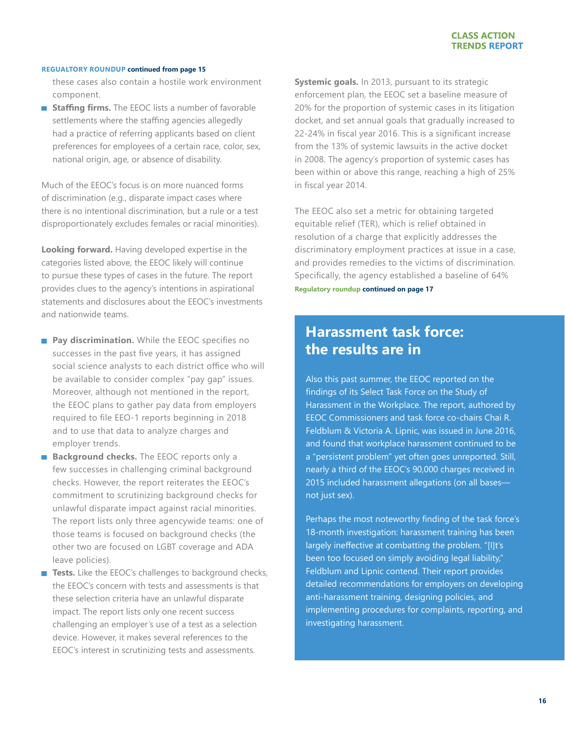REGUALTORY ROUNDUP continued from page 15

these cases also contain a hostile work environment component.

- **Staffing firms.** The EEOC lists a number of favorable settlements where the staffing agencies allegedly had a practice of referring applicants based on client preferences for employees of a certain race, color, sex, national origin, age, or absence of disability.

Much of the EEOC's focus is on more nuanced forms of discrimination (e.g., disparate impact cases where there is no intentional discrimination, but a rule or a test disproportionately excludes females or racial minorities).

**Looking forward.** Having developed expertise in the categories listed above, the EEOC likely will continue to pursue these types of cases in the future. The report provides clues to the agency's intentions in aspirational statements and disclosures about the EEOC's investments and nationwide teams.

- **Pay discrimination.** While the EEOC specifies no successes in the past five years, it has assigned social science analysts to each district office who will be available to consider complex "pay gap" issues. Moreover, although not mentioned in the report, the EEOC plans to gather pay data from employers required to file EEO-1 reports beginning in 2018 and to use that data to analyze charges and employer trends.
- **Background checks.** The EEOC reports only a few successes in challenging criminal background checks. However, the report reiterates the EEOC's commitment to scrutinizing background checks for unlawful disparate impact against racial minorities. The report lists only three agencywide teams: one of those teams is focused on background checks (the other two are focused on LGBT coverage and ADA leave policies).
- **Tests.** Like the EEOC's challenges to background checks, the EEOC's concern with tests and assessments is that these selection criteria have an unlawful disparate impact. The report lists only one recent success challenging an employer's use of a test as a selection device. However, it makes several references to the EEOC's interest in scrutinizing tests and assessments.

**Systemic goals.** In 2013, pursuant to its strategic enforcement plan, the EEOC set a baseline measure of 20% for the proportion of systemic cases in its litigation docket, and set annual goals that gradually increased to 22-24% in fiscal year 2016. This is a significant increase from the 13% of systemic lawsuits in the active docket in 2008. The agency's proportion of systemic cases has been within or above this range, reaching a high of 25% in fiscal year 2014.

The EEOC also set a metric for obtaining targeted equitable relief (TER), which is relief obtained in resolution of a charge that explicitly addresses the discriminatory employment practices at issue in a case, and provides remedies to the victims of discrimination. Specifically, the agency established a baseline of 64%

Regulatory roundup continued on page 17

## Harassment task force: the results are in

Also this past summer, the EEOC reported on the findings of its Select Task Force on the Study of Harassment in the Workplace. The report, authored by EEOC Commissioners and task force co-chairs Chai R. Feldblum & Victoria A. Lipnic, was issued in June 2016, and found that workplace harassment continued to be a "persistent problem" yet often goes unreported. Still, nearly a third of the EEOC's 90,000 charges received in 2015 included harassment allegations (on all bases—not just sex).

Perhaps the most noteworthy finding of the task force's 18-month investigation: harassment training has been largely ineffective at combatting the problem. "[I]t's been too focused on simply avoiding legal liability," Feldblum and Lipnic contend. Their report provides detailed recommendations for employers on developing anti-harassment training, designing policies, and implementing procedures for complaints, reporting, and investigating harassment.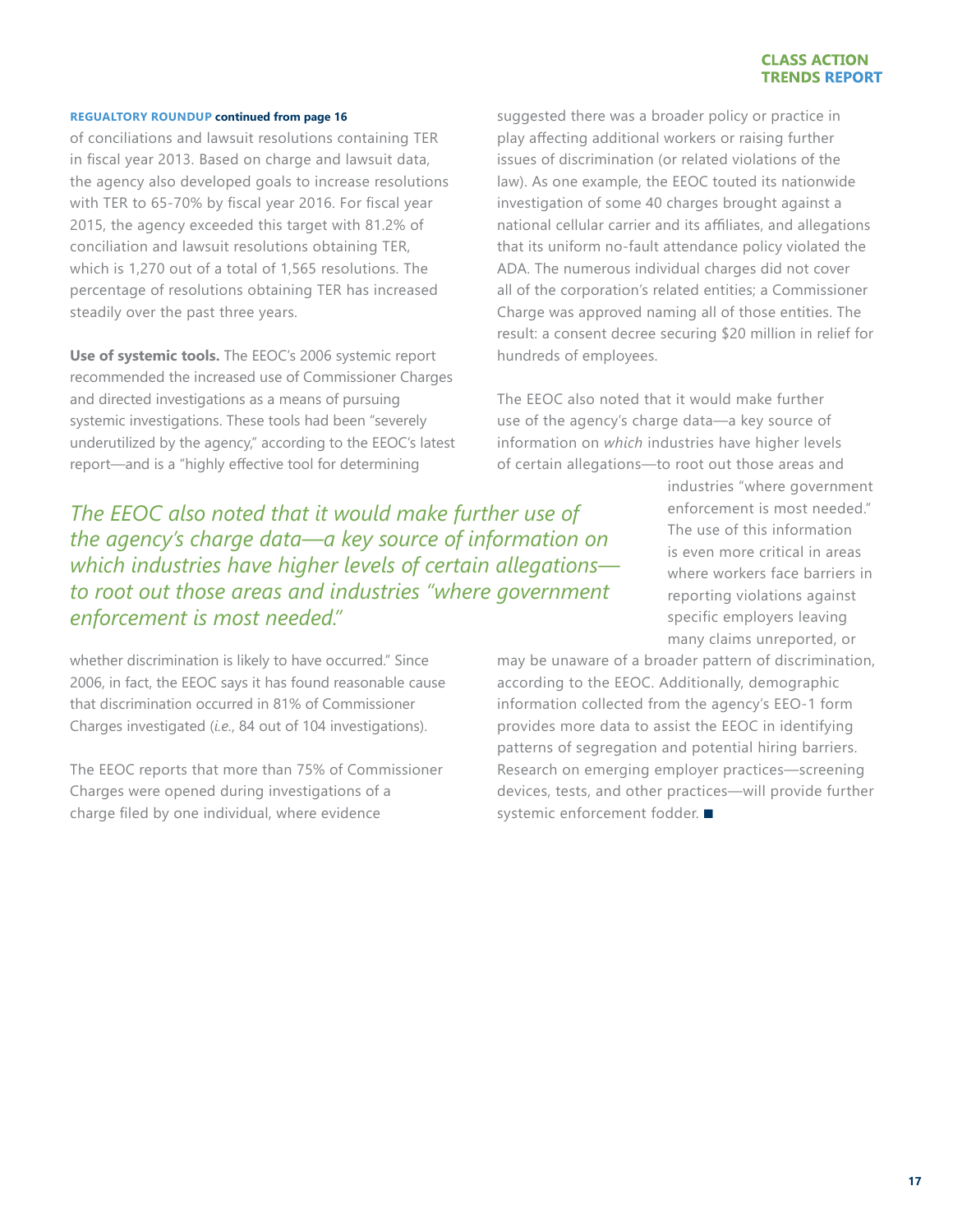**REGUALTORY ROUNDUP continued from page 16**

of conciliations and lawsuit resolutions containing TER in fiscal year 2013. Based on charge and lawsuit data, the agency also developed goals to increase resolutions with TER to 65-70% by fiscal year 2016. For fiscal year 2015, the agency exceeded this target with 81.2% of conciliation and lawsuit resolutions obtaining TER, which is 1,270 out of a total of 1,565 resolutions. The percentage of resolutions obtaining TER has increased steadily over the past three years.

**Use of systemic tools.** The EEOC's 2006 systemic report recommended the increased use of Commissioner Charges and directed investigations as a means of pursuing systemic investigations. These tools had been "severely underutilized by the agency," according to the EEOC's latest report—and is a "highly effective tool for determining whether discrimination is likely to have occurred." Since 2006, in fact, the EEOC says it has found reasonable cause that discrimination occurred in 81% of Commissioner Charges investigated (*i.e.*, 84 out of 104 investigations).

*The EEOC also noted that it would make further use of the agency's charge data—a key source of information on which industries have higher levels of certain allegations—to root out those areas and industries "where government enforcement is most needed."*

The EEOC reports that more than 75% of Commissioner Charges were opened during investigations of a charge filed by one individual, where evidence suggested there was a broader policy or practice in play affecting additional workers or raising further issues of discrimination (or related violations of the law). As one example, the EEOC touted its nationwide investigation of some 40 charges brought against a national cellular carrier and its affiliates, and allegations that its uniform no-fault attendance policy violated the ADA. The numerous individual charges did not cover all of the corporation's related entities; a Commissioner Charge was approved naming all of those entities. The result: a consent decree securing $20 million in relief for hundreds of employees.

The EEOC also noted that it would make further use of the agency's charge data—a key source of information on *which* industries have higher levels of certain allegations—to root out those areas and industries "where government enforcement is most needed." The use of this information is even more critical in areas where workers face barriers in reporting violations against specific employers leaving many claims unreported, or may be unaware of a broader pattern of discrimination, according to the EEOC. Additionally, demographic information collected from the agency's EEO-1 form provides more data to assist the EEOC in identifying patterns of segregation and potential hiring barriers. Research on emerging employer practices—screening devices, tests, and other practices—will provide further systemic enforcement fodder. ■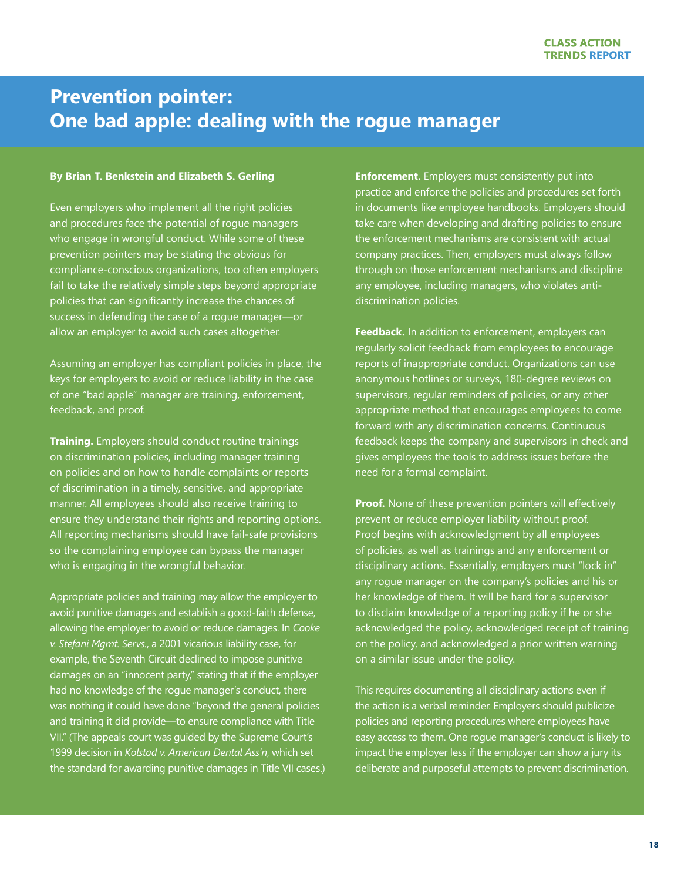# Prevention pointer: One bad apple: dealing with the rogue manager

**By Brian T. Benkstein and Elizabeth S. Gerling**

Even employers who implement all the right policies and procedures face the potential of rogue managers who engage in wrongful conduct. While some of these prevention pointers may be stating the obvious for compliance-conscious organizations, too often employers fail to take the relatively simple steps beyond appropriate policies that can significantly increase the chances of success in defending the case of a rogue manager—or allow an employer to avoid such cases altogether.

Assuming an employer has compliant policies in place, the keys for employers to avoid or reduce liability in the case of one "bad apple" manager are training, enforcement, feedback, and proof.

**Training.** Employers should conduct routine trainings on discrimination policies, including manager training on policies and on how to handle complaints or reports of discrimination in a timely, sensitive, and appropriate manner. All employees should also receive training to ensure they understand their rights and reporting options. All reporting mechanisms should have fail-safe provisions so the complaining employee can bypass the manager who is engaging in the wrongful behavior.

Appropriate policies and training may allow the employer to avoid punitive damages and establish a good-faith defense, allowing the employer to avoid or reduce damages. In *Cooke v. Stefani Mgmt. Servs.*, a 2001 vicarious liability case, for example, the Seventh Circuit declined to impose punitive damages on an "innocent party," stating that if the employer had no knowledge of the rogue manager's conduct, there was nothing it could have done "beyond the general policies and training it did provide—to ensure compliance with Title VII." (The appeals court was guided by the Supreme Court's 1999 decision in *Kolstad v. American Dental Ass'n*, which set the standard for awarding punitive damages in Title VII cases.)

**Enforcement.** Employers must consistently put into practice and enforce the policies and procedures set forth in documents like employee handbooks. Employers should take care when developing and drafting policies to ensure the enforcement mechanisms are consistent with actual company practices. Then, employers must always follow through on those enforcement mechanisms and discipline any employee, including managers, who violates anti-discrimination policies.

**Feedback.** In addition to enforcement, employers can regularly solicit feedback from employees to encourage reports of inappropriate conduct. Organizations can use anonymous hotlines or surveys, 180-degree reviews on supervisors, regular reminders of policies, or any other appropriate method that encourages employees to come forward with any discrimination concerns. Continuous feedback keeps the company and supervisors in check and gives employees the tools to address issues before the need for a formal complaint.

**Proof.** None of these prevention pointers will effectively prevent or reduce employer liability without proof. Proof begins with acknowledgment by all employees of policies, as well as trainings and any enforcement or disciplinary actions. Essentially, employers must "lock in" any rogue manager on the company's policies and his or her knowledge of them. It will be hard for a supervisor to disclaim knowledge of a reporting policy if he or she acknowledged the policy, acknowledged receipt of training on the policy, and acknowledged a prior written warning on a similar issue under the policy.

This requires documenting all disciplinary actions even if the action is a verbal reminder. Employers should publicize policies and reporting procedures where employees have easy access to them. One rogue manager's conduct is likely to impact the employer less if the employer can show a jury its deliberate and purposeful attempts to prevent discrimination.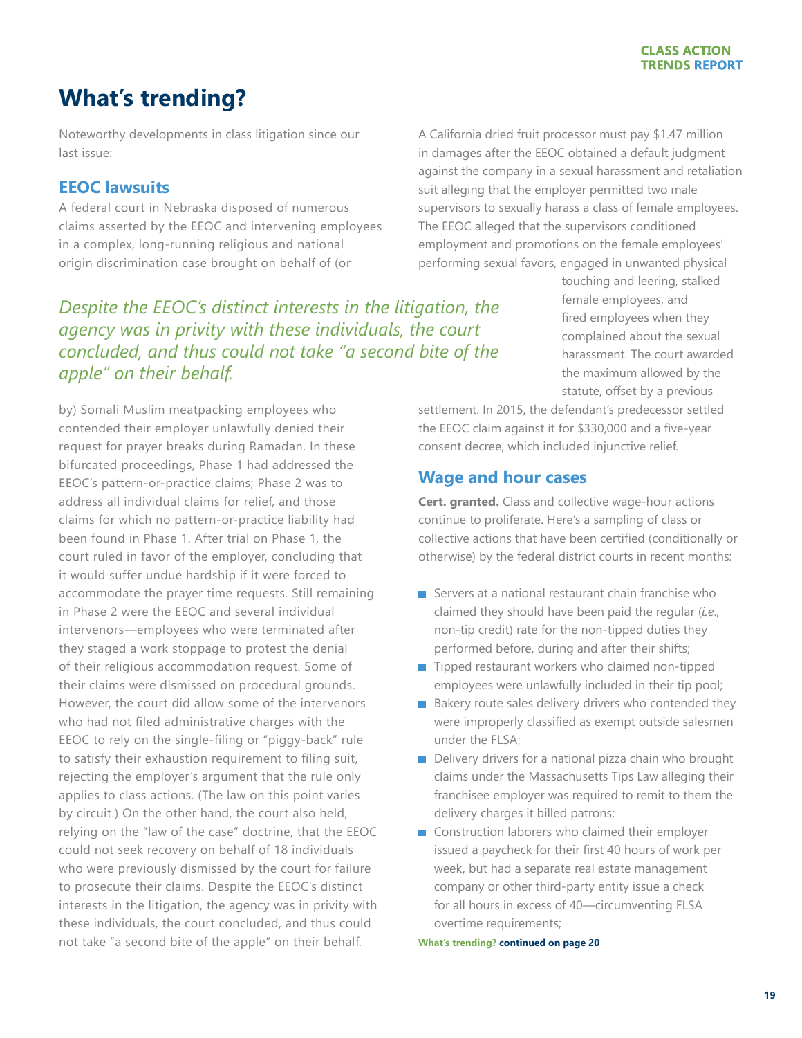# What's trending?

Noteworthy developments in class litigation since our last issue:

## EEOC lawsuits

A federal court in Nebraska disposed of numerous claims asserted by the EEOC and intervening employees in a complex, long-running religious and national origin discrimination case brought on behalf of (or by) Somali Muslim meatpacking employees who contended their employer unlawfully denied their request for prayer breaks during Ramadan. In these bifurcated proceedings, Phase 1 had addressed the EEOC's pattern-or-practice claims; Phase 2 was to address all individual claims for relief, and those claims for which no pattern-or-practice liability had been found in Phase 1. After trial on Phase 1, the court ruled in favor of the employer, concluding that it would suffer undue hardship if it were forced to accommodate the prayer time requests. Still remaining in Phase 2 were the EEOC and several individual intervenors—employees who were terminated after they staged a work stoppage to protest the denial of their religious accommodation request. Some of their claims were dismissed on procedural grounds. However, the court did allow some of the intervenors who had not filed administrative charges with the EEOC to rely on the single-filing or "piggy-back" rule to satisfy their exhaustion requirement to filing suit, rejecting the employer's argument that the rule only applies to class actions. (The law on this point varies by circuit.) On the other hand, the court also held, relying on the "law of the case" doctrine, that the EEOC could not seek recovery on behalf of 18 individuals who were previously dismissed by the court for failure to prosecute their claims. Despite the EEOC's distinct interests in the litigation, the agency was in privity with these individuals, the court concluded, and thus could not take "a second bite of the apple" on their behalf.

*Despite the EEOC's distinct interests in the litigation, the agency was in privity with these individuals, the court concluded, and thus could not take "a second bite of the apple" on their behalf.*

A California dried fruit processor must pay $1.47 million in damages after the EEOC obtained a default judgment against the company in a sexual harassment and retaliation suit alleging that the employer permitted two male supervisors to sexually harass a class of female employees. The EEOC alleged that the supervisors conditioned employment and promotions on the female employees' performing sexual favors, engaged in unwanted physical touching and leering, stalked female employees, and fired employees when they complained about the sexual harassment. The court awarded the maximum allowed by the statute, offset by a previous settlement. In 2015, the defendant's predecessor settled the EEOC claim against it for $330,000 and a five-year consent decree, which included injunctive relief.

## Wage and hour cases

**Cert. granted.** Class and collective wage-hour actions continue to proliferate. Here's a sampling of class or collective actions that have been certified (conditionally or otherwise) by the federal district courts in recent months:

- Servers at a national restaurant chain franchise who claimed they should have been paid the regular (*i.e.*, non-tip credit) rate for the non-tipped duties they performed before, during and after their shifts;
- Tipped restaurant workers who claimed non-tipped employees were unlawfully included in their tip pool;
- Bakery route sales delivery drivers who contended they were improperly classified as exempt outside salesmen under the FLSA;
- Delivery drivers for a national pizza chain who brought claims under the Massachusetts Tips Law alleging their franchisee employer was required to remit to them the delivery charges it billed patrons;
- Construction laborers who claimed their employer issued a paycheck for their first 40 hours of work per week, but had a separate real estate management company or other third-party entity issue a check for all hours in excess of 40—circumventing FLSA overtime requirements;

**What's trending? continued on page 20**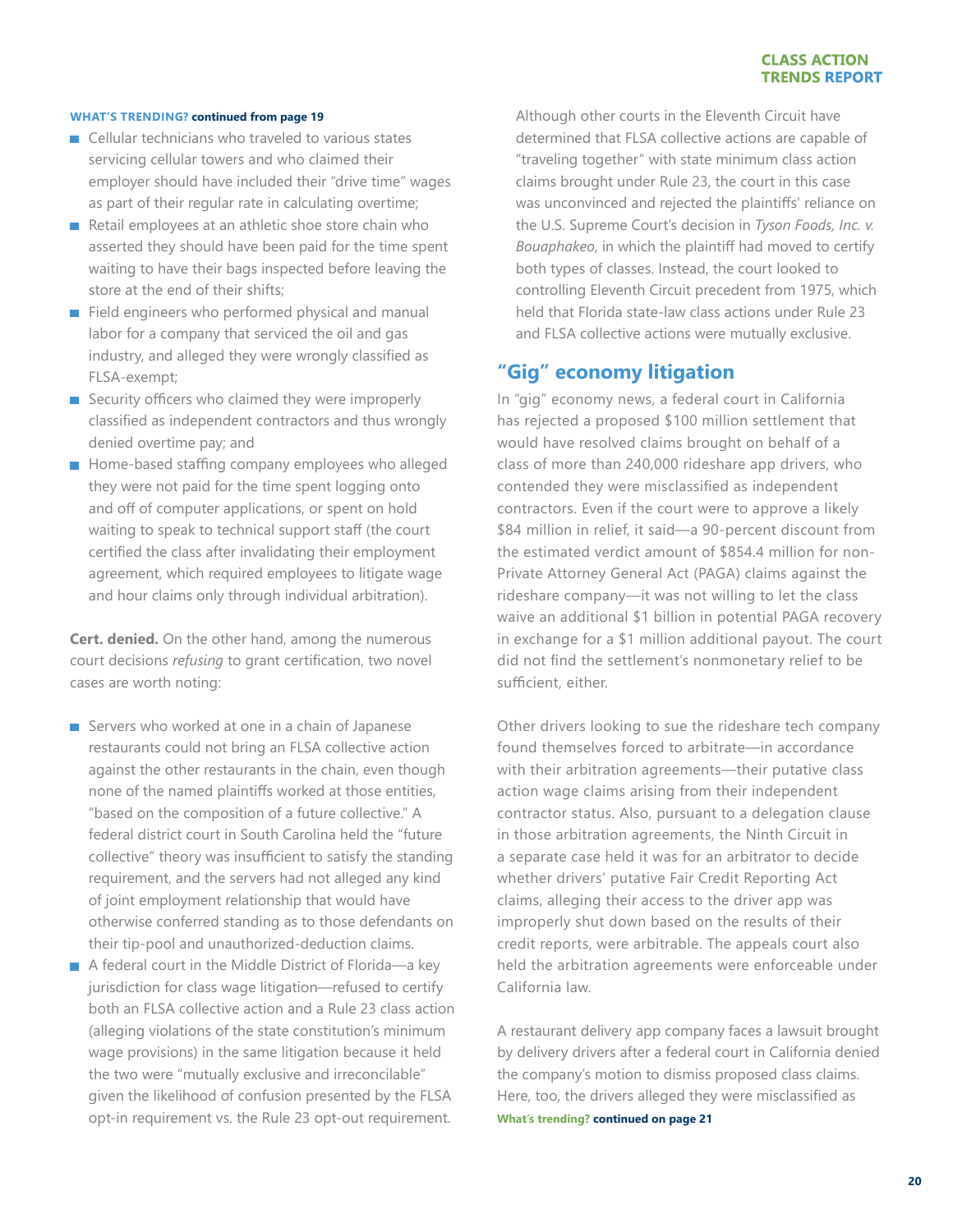**WHAT'S TRENDING? continued from page 19**

- Cellular technicians who traveled to various states servicing cellular towers and who claimed their employer should have included their "drive time" wages as part of their regular rate in calculating overtime;
- Retail employees at an athletic shoe store chain who asserted they should have been paid for the time spent waiting to have their bags inspected before leaving the store at the end of their shifts;
- Field engineers who performed physical and manual labor for a company that serviced the oil and gas industry, and alleged they were wrongly classified as FLSA-exempt;
- Security officers who claimed they were improperly classified as independent contractors and thus wrongly denied overtime pay; and
- Home-based staffing company employees who alleged they were not paid for the time spent logging onto and off of computer applications, or spent on hold waiting to speak to technical support staff (the court certified the class after invalidating their employment agreement, which required employees to litigate wage and hour claims only through individual arbitration).

**Cert. denied.** On the other hand, among the numerous court decisions *refusing* to grant certification, two novel cases are worth noting:

- Servers who worked at one in a chain of Japanese restaurants could not bring an FLSA collective action against the other restaurants in the chain, even though none of the named plaintiffs worked at those entities, "based on the composition of a future collective." A federal district court in South Carolina held the "future collective" theory was insufficient to satisfy the standing requirement, and the servers had not alleged any kind of joint employment relationship that would have otherwise conferred standing as to those defendants on their tip-pool and unauthorized-deduction claims.
- A federal court in the Middle District of Florida—a key jurisdiction for class wage litigation—refused to certify both an FLSA collective action and a Rule 23 class action (alleging violations of the state constitution's minimum wage provisions) in the same litigation because it held the two were "mutually exclusive and irreconcilable" given the likelihood of confusion presented by the FLSA opt-in requirement vs. the Rule 23 opt-out requirement.

  Although other courts in the Eleventh Circuit have determined that FLSA collective actions are capable of "traveling together" with state minimum class action claims brought under Rule 23, the court in this case was unconvinced and rejected the plaintiffs' reliance on the U.S. Supreme Court's decision in *Tyson Foods, Inc. v. Bouaphakeo*, in which the plaintiff had moved to certify both types of classes. Instead, the court looked to controlling Eleventh Circuit precedent from 1975, which held that Florida state-law class actions under Rule 23 and FLSA collective actions were mutually exclusive.

## "Gig" economy litigation

In "gig" economy news, a federal court in California has rejected a proposed $100 million settlement that would have resolved claims brought on behalf of a class of more than 240,000 rideshare app drivers, who contended they were misclassified as independent contractors. Even if the court were to approve a likely $84 million in relief, it said—a 90-percent discount from the estimated verdict amount of $854.4 million for non-Private Attorney General Act (PAGA) claims against the rideshare company—it was not willing to let the class waive an additional $1 billion in potential PAGA recovery in exchange for a $1 million additional payout. The court did not find the settlement's nonmonetary relief to be sufficient, either.

Other drivers looking to sue the rideshare tech company found themselves forced to arbitrate—in accordance with their arbitration agreements—their putative class action wage claims arising from their independent contractor status. Also, pursuant to a delegation clause in those arbitration agreements, the Ninth Circuit in a separate case held it was for an arbitrator to decide whether drivers' putative Fair Credit Reporting Act claims, alleging their access to the driver app was improperly shut down based on the results of their credit reports, were arbitrable. The appeals court also held the arbitration agreements were enforceable under California law.

A restaurant delivery app company faces a lawsuit brought by delivery drivers after a federal court in California denied the company's motion to dismiss proposed class claims. Here, too, the drivers alleged they were misclassified as

**What's trending? continued on page 21**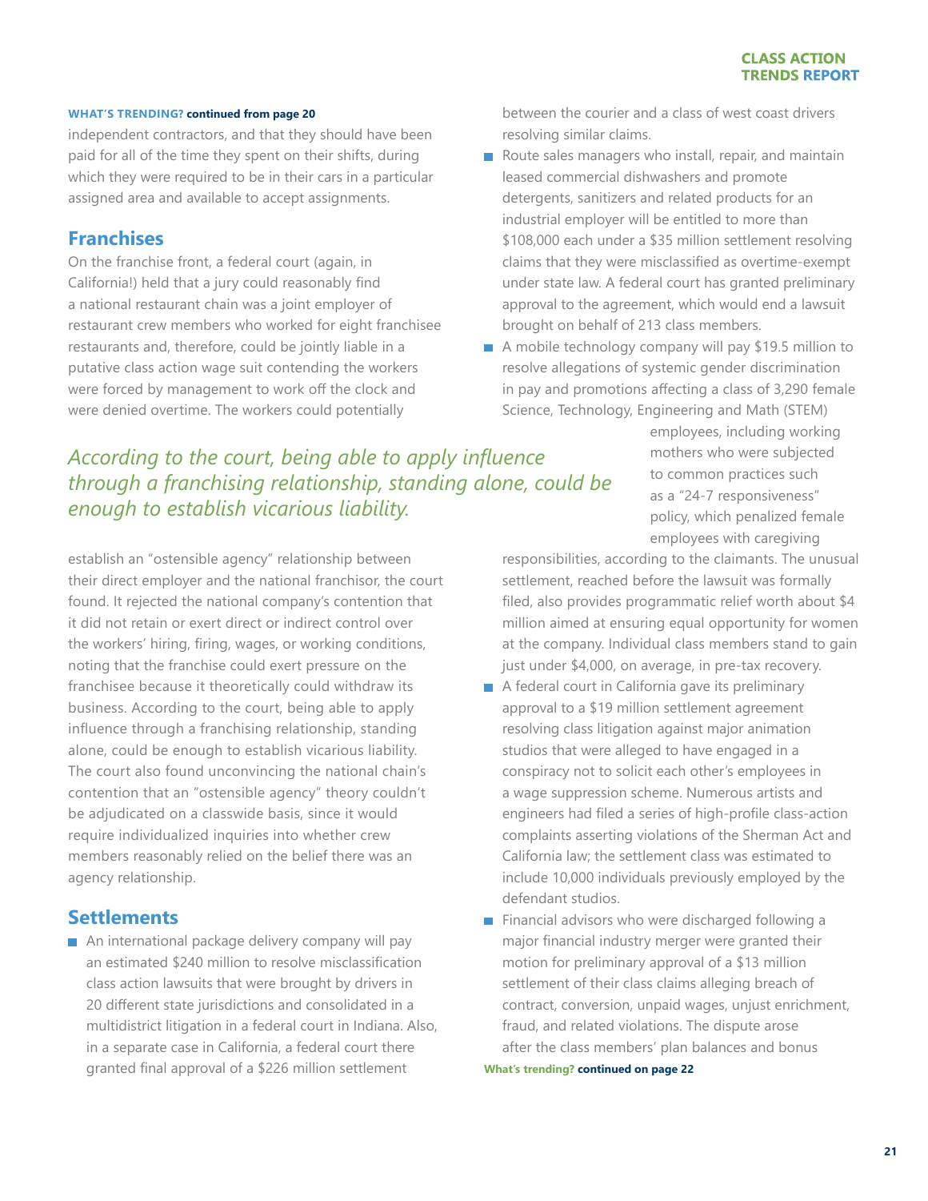**WHAT'S TRENDING? continued from page 20**

independent contractors, and that they should have been paid for all of the time they spent on their shifts, during which they were required to be in their cars in a particular assigned area and available to accept assignments.

## Franchises

On the franchise front, a federal court (again, in California!) held that a jury could reasonably find a national restaurant chain was a joint employer of restaurant crew members who worked for eight franchisee restaurants and, therefore, could be jointly liable in a putative class action wage suit contending the workers were forced by management to work off the clock and were denied overtime. The workers could potentially establish an "ostensible agency" relationship between their direct employer and the national franchisor, the court found. It rejected the national company's contention that it did not retain or exert direct or indirect control over the workers' hiring, firing, wages, or working conditions, noting that the franchise could exert pressure on the franchisee because it theoretically could withdraw its business. According to the court, being able to apply influence through a franchising relationship, standing alone, could be enough to establish vicarious liability. The court also found unconvincing the national chain's contention that an "ostensible agency" theory couldn't be adjudicated on a classwide basis, since it would require individualized inquiries into whether crew members reasonably relied on the belief there was an agency relationship.

*According to the court, being able to apply influence through a franchising relationship, standing alone, could be enough to establish vicarious liability.*

## Settlements

- An international package delivery company will pay an estimated $240 million to resolve misclassification class action lawsuits that were brought by drivers in 20 different state jurisdictions and consolidated in a multidistrict litigation in a federal court in Indiana. Also, in a separate case in California, a federal court there granted final approval of a $226 million settlement between the courier and a class of west coast drivers resolving similar claims.
- Route sales managers who install, repair, and maintain leased commercial dishwashers and promote detergents, sanitizers and related products for an industrial employer will be entitled to more than $108,000 each under a $35 million settlement resolving claims that they were misclassified as overtime-exempt under state law. A federal court has granted preliminary approval to the agreement, which would end a lawsuit brought on behalf of 213 class members.
- A mobile technology company will pay $19.5 million to resolve allegations of systemic gender discrimination in pay and promotions affecting a class of 3,290 female Science, Technology, Engineering and Math (STEM) employees, including working mothers who were subjected to common practices such as a "24-7 responsiveness" policy, which penalized female employees with caregiving responsibilities, according to the claimants. The unusual settlement, reached before the lawsuit was formally filed, also provides programmatic relief worth about $4 million aimed at ensuring equal opportunity for women at the company. Individual class members stand to gain just under $4,000, on average, in pre-tax recovery.
- A federal court in California gave its preliminary approval to a $19 million settlement agreement resolving class litigation against major animation studios that were alleged to have engaged in a conspiracy not to solicit each other's employees in a wage suppression scheme. Numerous artists and engineers had filed a series of high-profile class-action complaints asserting violations of the Sherman Act and California law; the settlement class was estimated to include 10,000 individuals previously employed by the defendant studios.
- Financial advisors who were discharged following a major financial industry merger were granted their motion for preliminary approval of a $13 million settlement of their class claims alleging breach of contract, conversion, unpaid wages, unjust enrichment, fraud, and related violations. The dispute arose after the class members' plan balances and bonus

**What's trending? continued on page 22**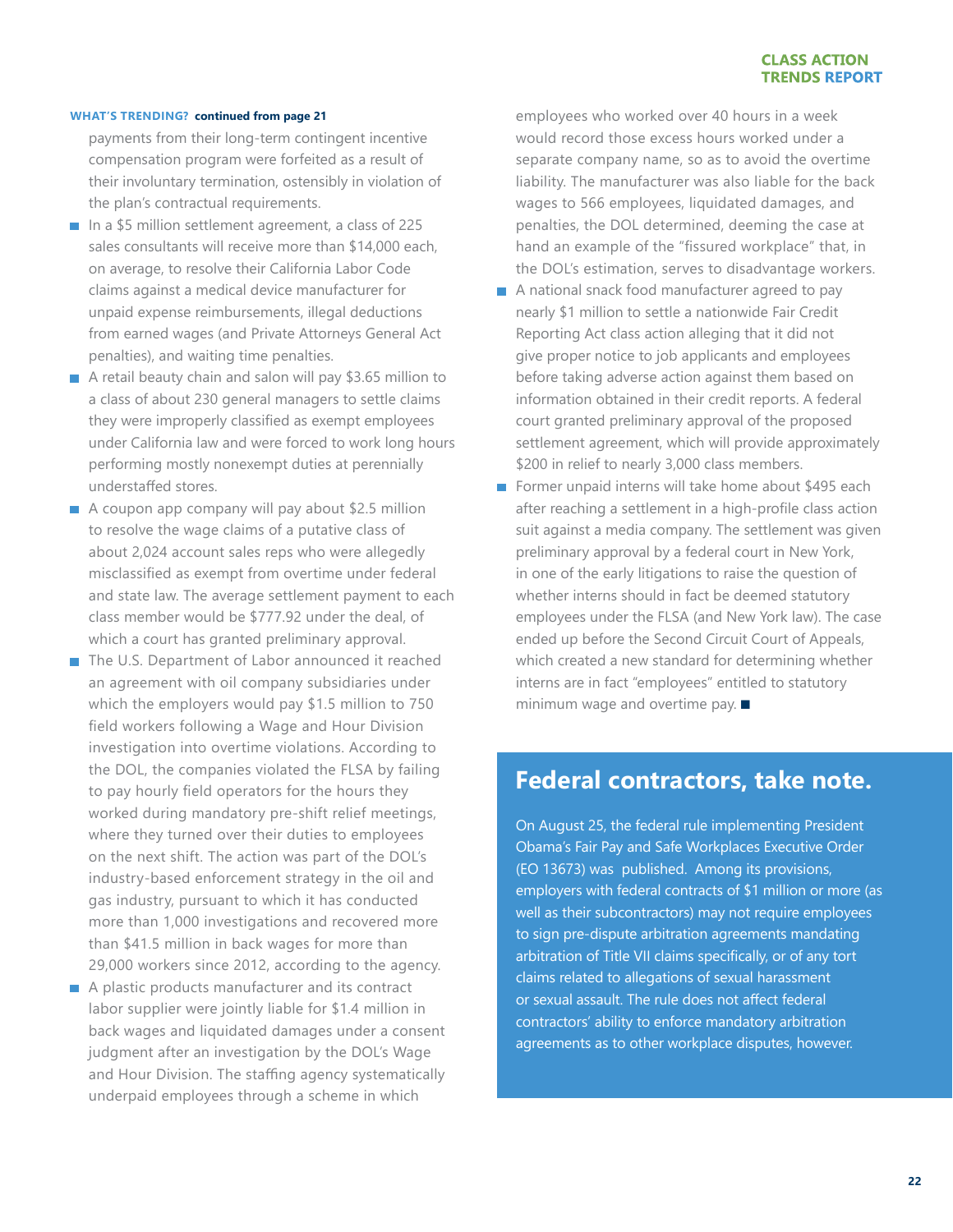**WHAT'S TRENDING?** **continued from page 21**

payments from their long-term contingent incentive compensation program were forfeited as a result of their involuntary termination, ostensibly in violation of the plan's contractual requirements.

- In a $5 million settlement agreement, a class of 225 sales consultants will receive more than $14,000 each, on average, to resolve their California Labor Code claims against a medical device manufacturer for unpaid expense reimbursements, illegal deductions from earned wages (and Private Attorneys General Act penalties), and waiting time penalties.
- A retail beauty chain and salon will pay $3.65 million to a class of about 230 general managers to settle claims they were improperly classified as exempt employees under California law and were forced to work long hours performing mostly nonexempt duties at perennially understaffed stores.
- A coupon app company will pay about $2.5 million to resolve the wage claims of a putative class of about 2,024 account sales reps who were allegedly misclassified as exempt from overtime under federal and state law. The average settlement payment to each class member would be $777.92 under the deal, of which a court has granted preliminary approval.
- The U.S. Department of Labor announced it reached an agreement with oil company subsidiaries under which the employers would pay $1.5 million to 750 field workers following a Wage and Hour Division investigation into overtime violations. According to the DOL, the companies violated the FLSA by failing to pay hourly field operators for the hours they worked during mandatory pre-shift relief meetings, where they turned over their duties to employees on the next shift. The action was part of the DOL's industry-based enforcement strategy in the oil and gas industry, pursuant to which it has conducted more than 1,000 investigations and recovered more than $41.5 million in back wages for more than 29,000 workers since 2012, according to the agency.
- A plastic products manufacturer and its contract labor supplier were jointly liable for $1.4 million in back wages and liquidated damages under a consent judgment after an investigation by the DOL's Wage and Hour Division. The staffing agency systematically underpaid employees through a scheme in which employees who worked over 40 hours in a week would record those excess hours worked under a separate company name, so as to avoid the overtime liability. The manufacturer was also liable for the back wages to 566 employees, liquidated damages, and penalties, the DOL determined, deeming the case at hand an example of the "fissured workplace" that, in the DOL's estimation, serves to disadvantage workers.
- A national snack food manufacturer agreed to pay nearly $1 million to settle a nationwide Fair Credit Reporting Act class action alleging that it did not give proper notice to job applicants and employees before taking adverse action against them based on information obtained in their credit reports. A federal court granted preliminary approval of the proposed settlement agreement, which will provide approximately $200 in relief to nearly 3,000 class members.
- Former unpaid interns will take home about $495 each after reaching a settlement in a high-profile class action suit against a media company. The settlement was given preliminary approval by a federal court in New York, in one of the early litigations to raise the question of whether interns should in fact be deemed statutory employees under the FLSA (and New York law). The case ended up before the Second Circuit Court of Appeals, which created a new standard for determining whether interns are in fact "employees" entitled to statutory minimum wage and overtime pay. ■

## Federal contractors, take note.

On August 25, the federal rule implementing President Obama's Fair Pay and Safe Workplaces Executive Order (EO 13673) was published. Among its provisions, employers with federal contracts of $1 million or more (as well as their subcontractors) may not require employees to sign pre-dispute arbitration agreements mandating arbitration of Title VII claims specifically, or of any tort claims related to allegations of sexual harassment or sexual assault. The rule does not affect federal contractors' ability to enforce mandatory arbitration agreements as to other workplace disputes, however.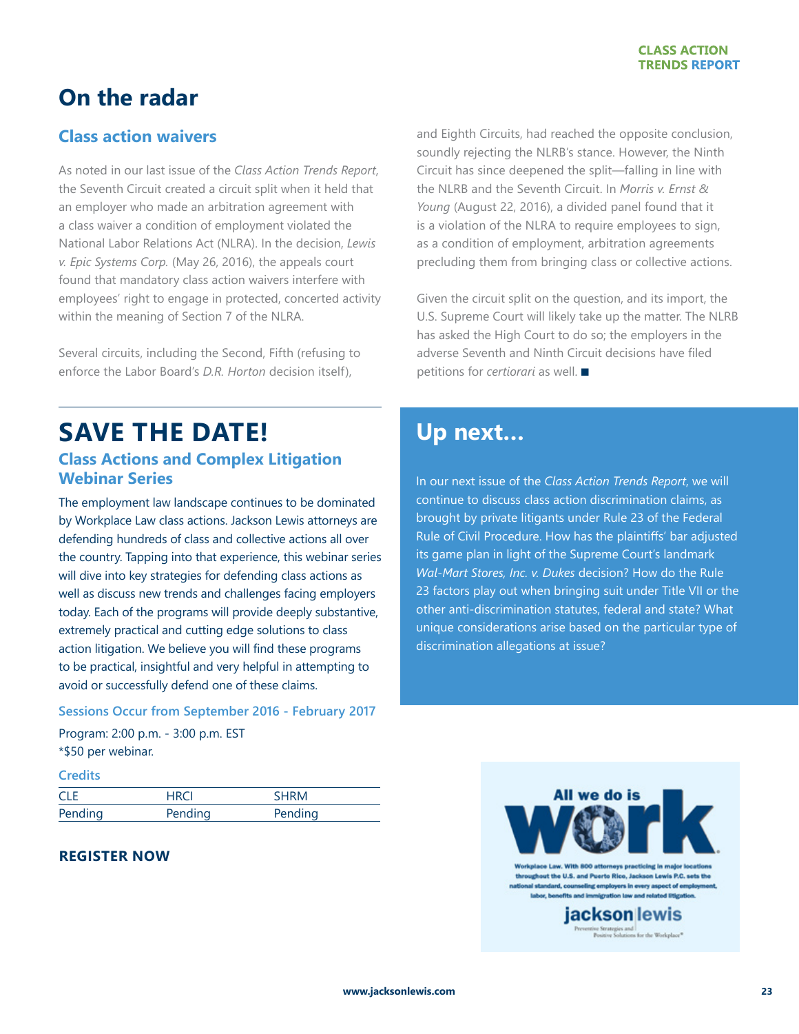# On the radar

## Class action waivers

As noted in our last issue of the *Class Action Trends Report*, the Seventh Circuit created a circuit split when it held that an employer who made an arbitration agreement with a class waiver a condition of employment violated the National Labor Relations Act (NLRA). In the decision, *Lewis v. Epic Systems Corp.* (May 26, 2016), the appeals court found that mandatory class action waivers interfere with employees' right to engage in protected, concerted activity within the meaning of Section 7 of the NLRA.

Several circuits, including the Second, Fifth (refusing to enforce the Labor Board's *D.R. Horton* decision itself), and Eighth Circuits, had reached the opposite conclusion, soundly rejecting the NLRB's stance. However, the Ninth Circuit has since deepened the split—falling in line with the NLRB and the Seventh Circuit. In *Morris v. Ernst & Young* (August 22, 2016), a divided panel found that it is a violation of the NLRA to require employees to sign, as a condition of employment, arbitration agreements precluding them from bringing class or collective actions.

Given the circuit split on the question, and its import, the U.S. Supreme Court will likely take up the matter. The NLRB has asked the High Court to do so; the employers in the adverse Seventh and Ninth Circuit decisions have filed petitions for *certiorari* as well. ■

# SAVE THE DATE!

## Class Actions and Complex Litigation Webinar Series

The employment law landscape continues to be dominated by Workplace Law class actions. Jackson Lewis attorneys are defending hundreds of class and collective actions all over the country. Tapping into that experience, this webinar series will dive into key strategies for defending class actions as well as discuss new trends and challenges facing employers today. Each of the programs will provide deeply substantive, extremely practical and cutting edge solutions to class action litigation. We believe you will find these programs to be practical, insightful and very helpful in attempting to avoid or successfully defend one of these claims.

**Sessions Occur from September 2016 - February 2017**

Program: 2:00 p.m. - 3:00 p.m. EST
*$50 per webinar.

**Credits**

| CLE | HRCI | SHRM |
|---|---|---|
| Pending | Pending | Pending |

**REGISTER NOW**

# Up next...

In our next issue of the *Class Action Trends Report*, we will continue to discuss class action discrimination claims, as brought by private litigants under Rule 23 of the Federal Rule of Civil Procedure. How has the plaintiffs' bar adjusted its game plan in light of the Supreme Court's landmark *Wal-Mart Stores, Inc. v. Dukes* decision? How do the Rule 23 factors play out when bringing suit under Title VII or the other anti-discrimination statutes, federal and state? What unique considerations arise based on the particular type of discrimination allegations at issue?

All we do is work

Workplace Law. With 800 attorneys practicing in major locations throughout the U.S. and Puerto Rico, Jackson Lewis P.C. sets the national standard, counseling employers in every aspect of employment, labor, benefits and immigration law and related litigation.

jackson lewis
Preventive Strategies and Positive Solutions for the Workplace®